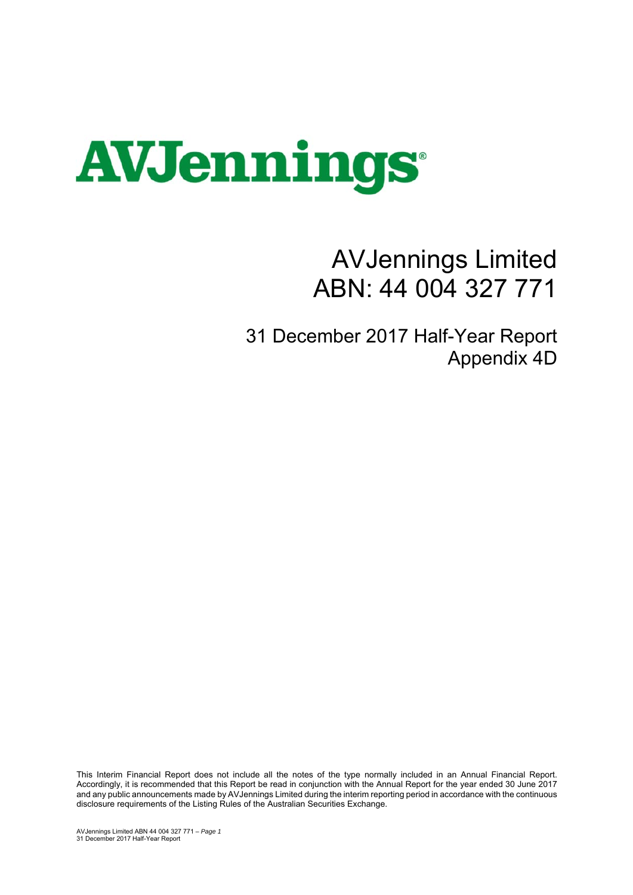AVJennings

# AVJennings Limited
# ABN: 44 004 327 771

## 31 December 2017 Half-Year Report
## Appendix 4D

This Interim Financial Report does not include all the notes of the type normally included in an Annual Financial Report. Accordingly, it is recommended that this Report be read in conjunction with the Annual Report for the year ended 30 June 2017 and any public announcements made by AVJennings Limited during the interim reporting period in accordance with the continuous disclosure requirements of the Listing Rules of the Australian Securities Exchange.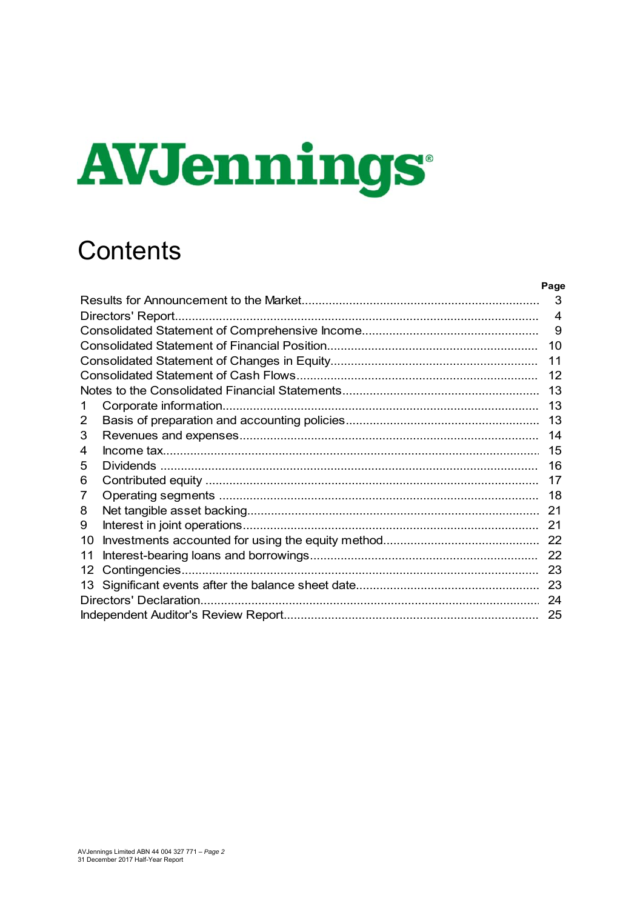AVJennings

# Contents

| | | Page |
|---|---|---|
| Results for Announcement to the Market | | 3 |
| Directors' Report | | 4 |
| Consolidated Statement of Comprehensive Income | | 9 |
| Consolidated Statement of Financial Position | | 10 |
| Consolidated Statement of Changes in Equity | | 11 |
| Consolidated Statement of Cash Flows | | 12 |
| Notes to the Consolidated Financial Statements | | 13 |
| 1 | Corporate information | 13 |
| 2 | Basis of preparation and accounting policies | 13 |
| 3 | Revenues and expenses | 14 |
| 4 | Income tax | 15 |
| 5 | Dividends | 16 |
| 6 | Contributed equity | 17 |
| 7 | Operating segments | 18 |
| 8 | Net tangible asset backing | 21 |
| 9 | Interest in joint operations | 21 |
| 10 | Investments accounted for using the equity method | 22 |
| 11 | Interest-bearing loans and borrowings | 22 |
| 12 | Contingencies | 23 |
| 13 | Significant events after the balance sheet date | 23 |
| Directors' Declaration | | 24 |
| Independent Auditor's Review Report | | 25 |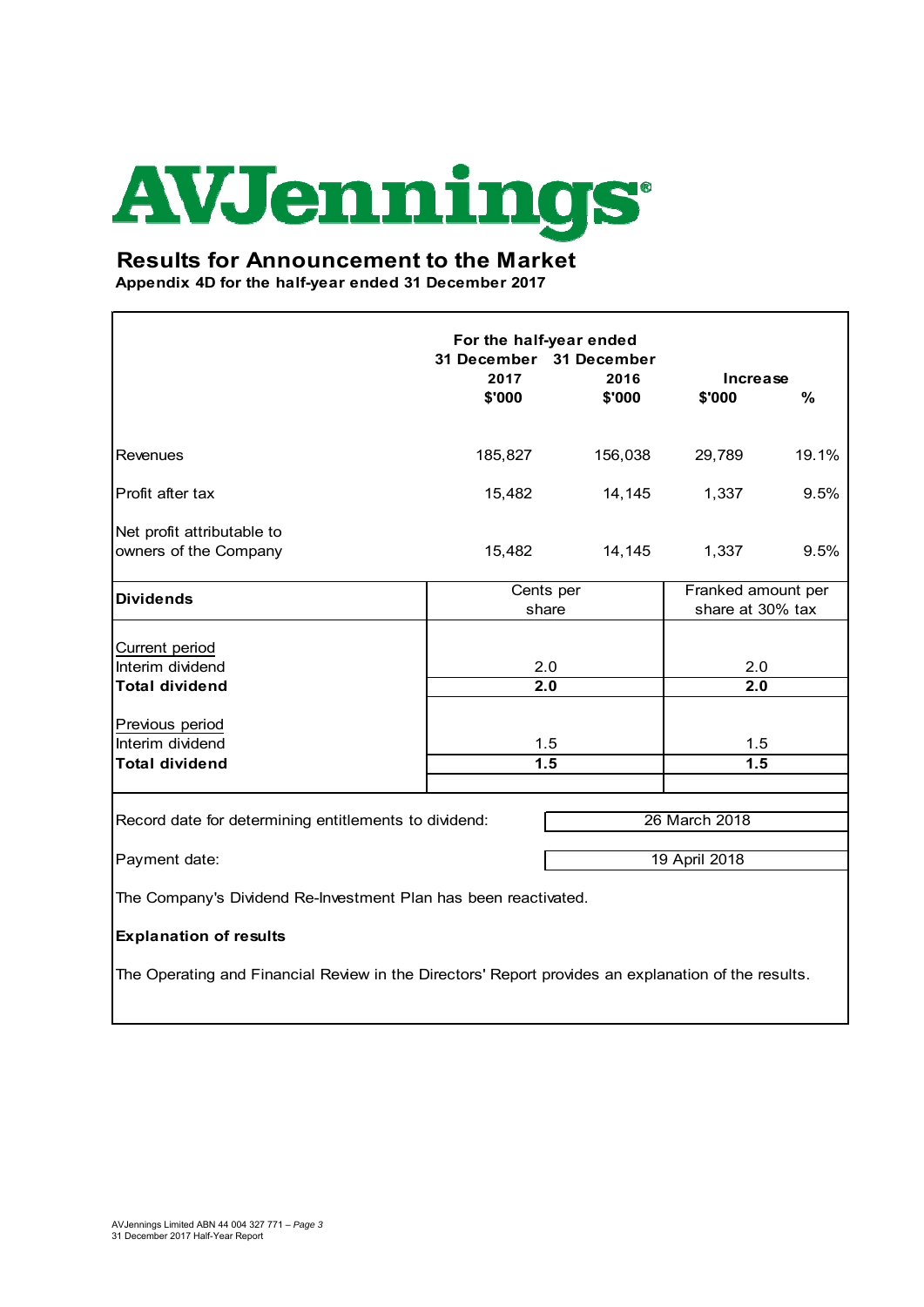# AVJennings

## Results for Announcement to the Market

**Appendix 4D for the half-year ended 31 December 2017**

| | For the half-year ended 31 December 2017 $'000 | For the half-year ended 31 December 2016 $'000 | Increase $'000 | Increase % |
|---|---|---|---|---|
| Revenues | 185,827 | 156,038 | 29,789 | 19.1% |
| Profit after tax | 15,482 | 14,145 | 1,337 | 9.5% |
| Net profit attributable to owners of the Company | 15,482 | 14,145 | 1,337 | 9.5% |

| **Dividends** | Cents per share | Franked amount per share at 30% tax |
|---|---|---|
| Current period | | |
| Interim dividend | 2.0 | 2.0 |
| **Total dividend** | **2.0** | **2.0** |
| Previous period | | |
| Interim dividend | 1.5 | 1.5 |
| **Total dividend** | **1.5** | **1.5** |

| | |
|---|---|
| Record date for determining entitlements to dividend: | 26 March 2018 |
| Payment date: | 19 April 2018 |

The Company's Dividend Re-Investment Plan has been reactivated.

**Explanation of results**

The Operating and Financial Review in the Directors' Report provides an explanation of the results.

AVJennings Limited ABN 44 004 327 771
31 December 2017 Half-Year Report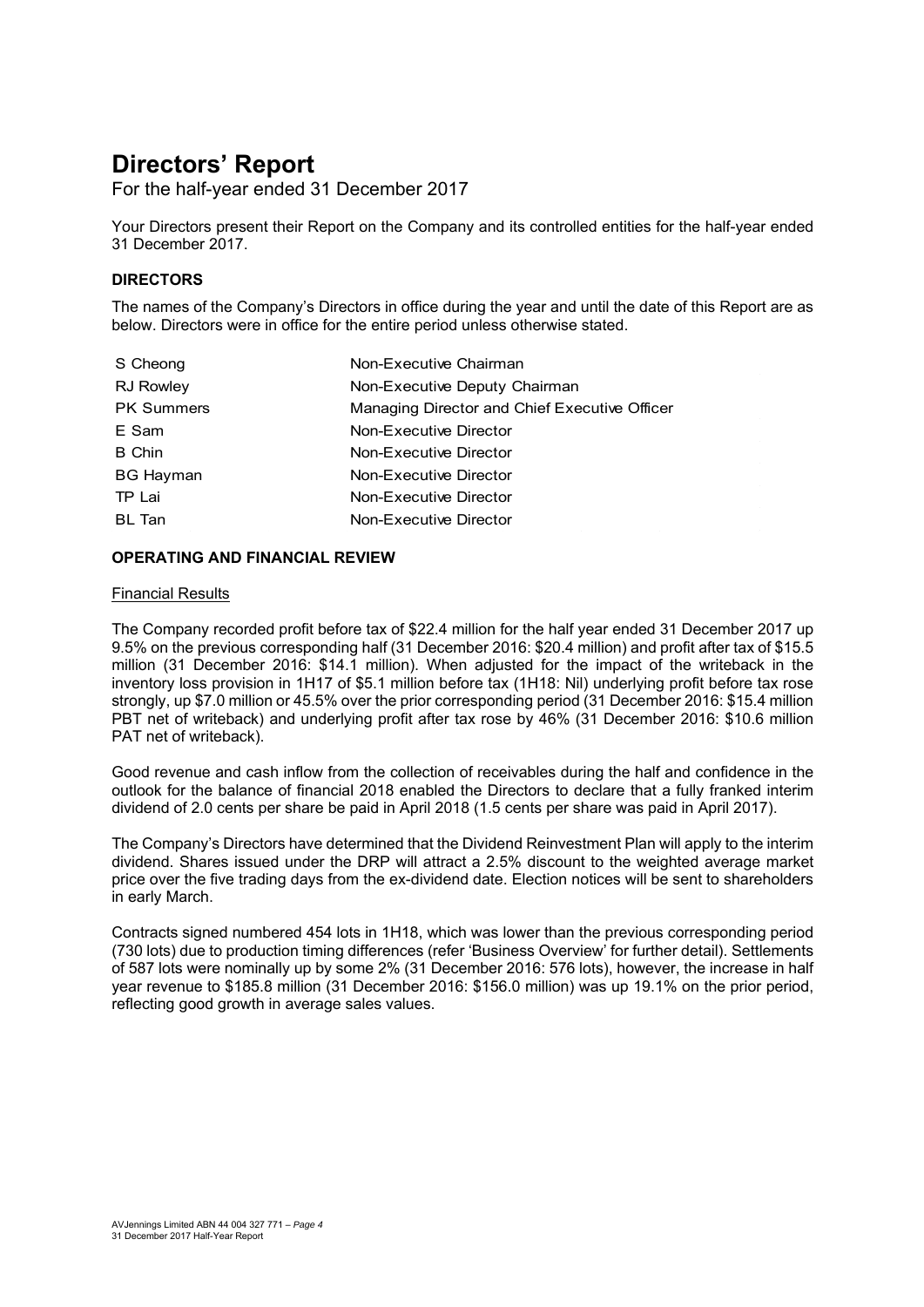# Directors' Report

For the half-year ended 31 December 2017

Your Directors present their Report on the Company and its controlled entities for the half-year ended 31 December 2017.

## DIRECTORS

The names of the Company's Directors in office during the year and until the date of this Report are as below. Directors were in office for the entire period unless otherwise stated.

| | |
|---|---|
| S Cheong | Non-Executive Chairman |
| RJ Rowley | Non-Executive Deputy Chairman |
| PK Summers | Managing Director and Chief Executive Officer |
| E Sam | Non-Executive Director |
| B Chin | Non-Executive Director |
| BG Hayman | Non-Executive Director |
| TP Lai | Non-Executive Director |
| BL Tan | Non-Executive Director |

## OPERATING AND FINANCIAL REVIEW

### Financial Results

The Company recorded profit before tax of $22.4 million for the half year ended 31 December 2017 up 9.5% on the previous corresponding half (31 December 2016: $20.4 million) and profit after tax of $15.5 million (31 December 2016: $14.1 million). When adjusted for the impact of the writeback in the inventory loss provision in 1H17 of $5.1 million before tax (1H18: Nil) underlying profit before tax rose strongly, up $7.0 million or 45.5% over the prior corresponding period (31 December 2016: $15.4 million PBT net of writeback) and underlying profit after tax rose by 46% (31 December 2016: $10.6 million PAT net of writeback).

Good revenue and cash inflow from the collection of receivables during the half and confidence in the outlook for the balance of financial 2018 enabled the Directors to declare that a fully franked interim dividend of 2.0 cents per share be paid in April 2018 (1.5 cents per share was paid in April 2017).

The Company's Directors have determined that the Dividend Reinvestment Plan will apply to the interim dividend. Shares issued under the DRP will attract a 2.5% discount to the weighted average market price over the five trading days from the ex-dividend date. Election notices will be sent to shareholders in early March.

Contracts signed numbered 454 lots in 1H18, which was lower than the previous corresponding period (730 lots) due to production timing differences (refer 'Business Overview' for further detail). Settlements of 587 lots were nominally up by some 2% (31 December 2016: 576 lots), however, the increase in half year revenue to $185.8 million (31 December 2016: $156.0 million) was up 19.1% on the prior period, reflecting good growth in average sales values.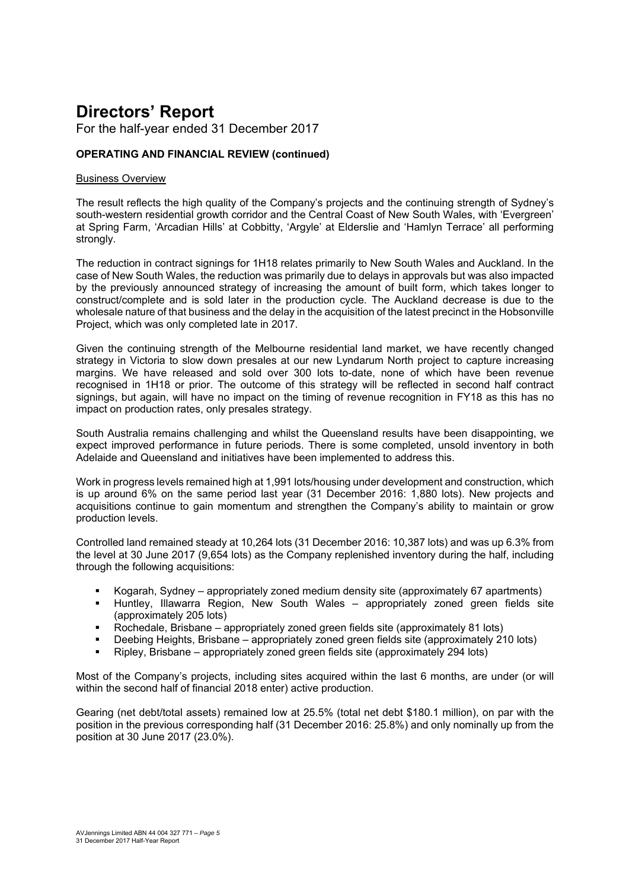# Directors' Report

For the half-year ended 31 December 2017

**OPERATING AND FINANCIAL REVIEW (continued)**

Business Overview

The result reflects the high quality of the Company's projects and the continuing strength of Sydney's south-western residential growth corridor and the Central Coast of New South Wales, with 'Evergreen' at Spring Farm, 'Arcadian Hills' at Cobbitty, 'Argyle' at Elderslie and 'Hamlyn Terrace' all performing strongly.

The reduction in contract signings for 1H18 relates primarily to New South Wales and Auckland. In the case of New South Wales, the reduction was primarily due to delays in approvals but was also impacted by the previously announced strategy of increasing the amount of built form, which takes longer to construct/complete and is sold later in the production cycle. The Auckland decrease is due to the wholesale nature of that business and the delay in the acquisition of the latest precinct in the Hobsonville Project, which was only completed late in 2017.

Given the continuing strength of the Melbourne residential land market, we have recently changed strategy in Victoria to slow down presales at our new Lyndarum North project to capture increasing margins. We have released and sold over 300 lots to-date, none of which have been revenue recognised in 1H18 or prior. The outcome of this strategy will be reflected in second half contract signings, but again, will have no impact on the timing of revenue recognition in FY18 as this has no impact on production rates, only presales strategy.

South Australia remains challenging and whilst the Queensland results have been disappointing, we expect improved performance in future periods. There is some completed, unsold inventory in both Adelaide and Queensland and initiatives have been implemented to address this.

Work in progress levels remained high at 1,991 lots/housing under development and construction, which is up around 6% on the same period last year (31 December 2016: 1,880 lots). New projects and acquisitions continue to gain momentum and strengthen the Company's ability to maintain or grow production levels.

Controlled land remained steady at 10,264 lots (31 December 2016: 10,387 lots) and was up 6.3% from the level at 30 June 2017 (9,654 lots) as the Company replenished inventory during the half, including through the following acquisitions:

- Kogarah, Sydney – appropriately zoned medium density site (approximately 67 apartments)
- Huntley, Illawarra Region, New South Wales – appropriately zoned green fields site (approximately 205 lots)
- Rochedale, Brisbane – appropriately zoned green fields site (approximately 81 lots)
- Deebing Heights, Brisbane – appropriately zoned green fields site (approximately 210 lots)
- Ripley, Brisbane – appropriately zoned green fields site (approximately 294 lots)

Most of the Company's projects, including sites acquired within the last 6 months, are under (or will within the second half of financial 2018 enter) active production.

Gearing (net debt/total assets) remained low at 25.5% (total net debt $180.1 million), on par with the position in the previous corresponding half (31 December 2016: 25.8%) and only nominally up from the position at 30 June 2017 (23.0%).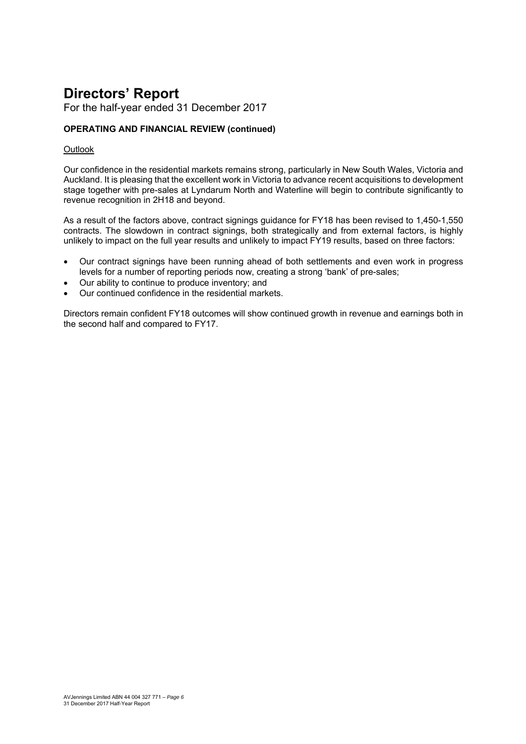# Directors' Report

For the half-year ended 31 December 2017

**OPERATING AND FINANCIAL REVIEW (continued)**

Outlook

Our confidence in the residential markets remains strong, particularly in New South Wales, Victoria and Auckland. It is pleasing that the excellent work in Victoria to advance recent acquisitions to development stage together with pre-sales at Lyndarum North and Waterline will begin to contribute significantly to revenue recognition in 2H18 and beyond.

As a result of the factors above, contract signings guidance for FY18 has been revised to 1,450-1,550 contracts. The slowdown in contract signings, both strategically and from external factors, is highly unlikely to impact on the full year results and unlikely to impact FY19 results, based on three factors:

- Our contract signings have been running ahead of both settlements and even work in progress levels for a number of reporting periods now, creating a strong 'bank' of pre-sales;
- Our ability to continue to produce inventory; and
- Our continued confidence in the residential markets.

Directors remain confident FY18 outcomes will show continued growth in revenue and earnings both in the second half and compared to FY17.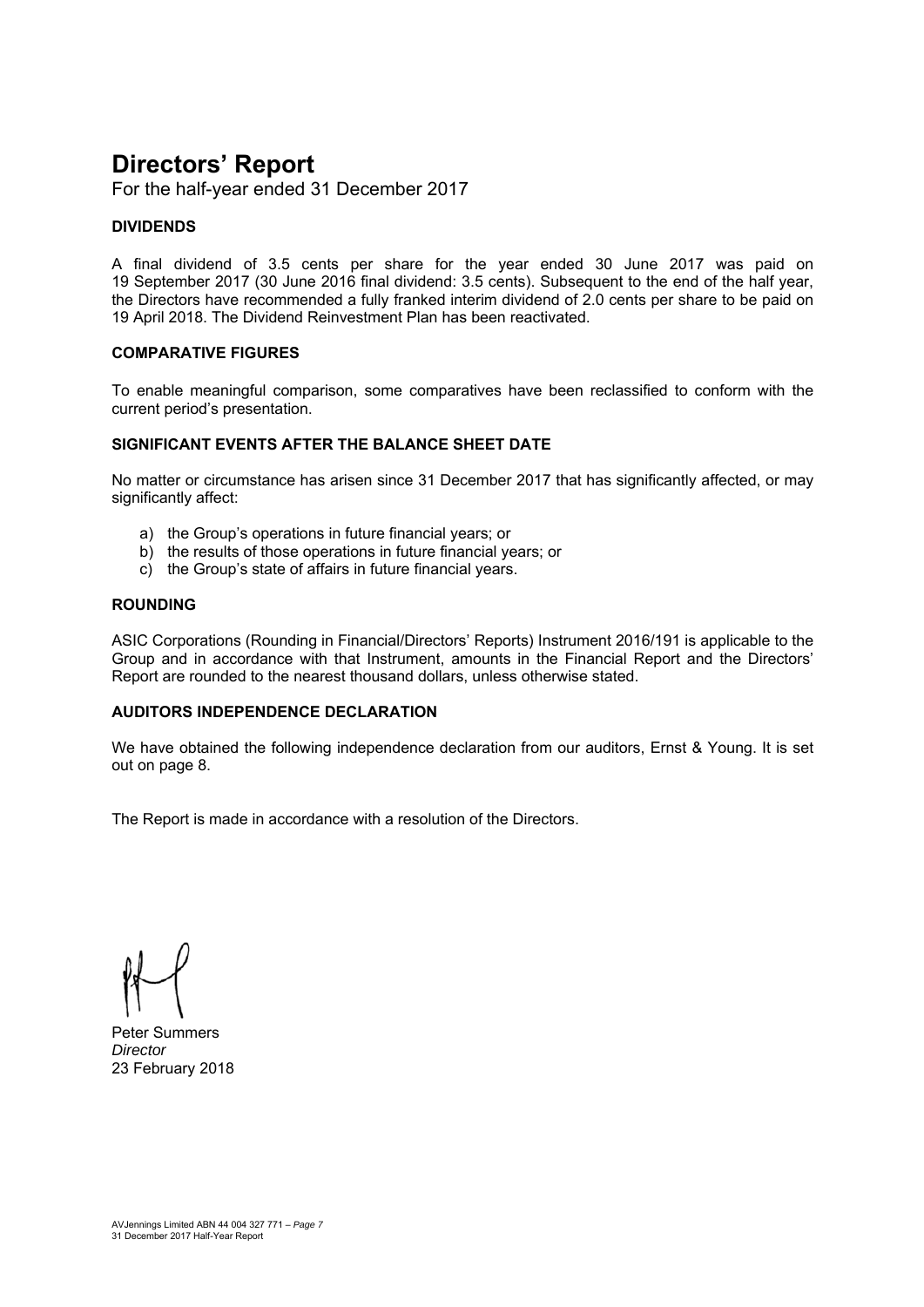# Directors' Report

For the half-year ended 31 December 2017

### DIVIDENDS

A final dividend of 3.5 cents per share for the year ended 30 June 2017 was paid on 19 September 2017 (30 June 2016 final dividend: 3.5 cents). Subsequent to the end of the half year, the Directors have recommended a fully franked interim dividend of 2.0 cents per share to be paid on 19 April 2018. The Dividend Reinvestment Plan has been reactivated.

### COMPARATIVE FIGURES

To enable meaningful comparison, some comparatives have been reclassified to conform with the current period's presentation.

### SIGNIFICANT EVENTS AFTER THE BALANCE SHEET DATE

No matter or circumstance has arisen since 31 December 2017 that has significantly affected, or may significantly affect:

a) the Group's operations in future financial years; or
b) the results of those operations in future financial years; or
c) the Group's state of affairs in future financial years.

### ROUNDING

ASIC Corporations (Rounding in Financial/Directors' Reports) Instrument 2016/191 is applicable to the Group and in accordance with that Instrument, amounts in the Financial Report and the Directors' Report are rounded to the nearest thousand dollars, unless otherwise stated.

### AUDITORS INDEPENDENCE DECLARATION

We have obtained the following independence declaration from our auditors, Ernst & Young. It is set out on page 8.

The Report is made in accordance with a resolution of the Directors.

Peter Summers
*Director*
23 February 2018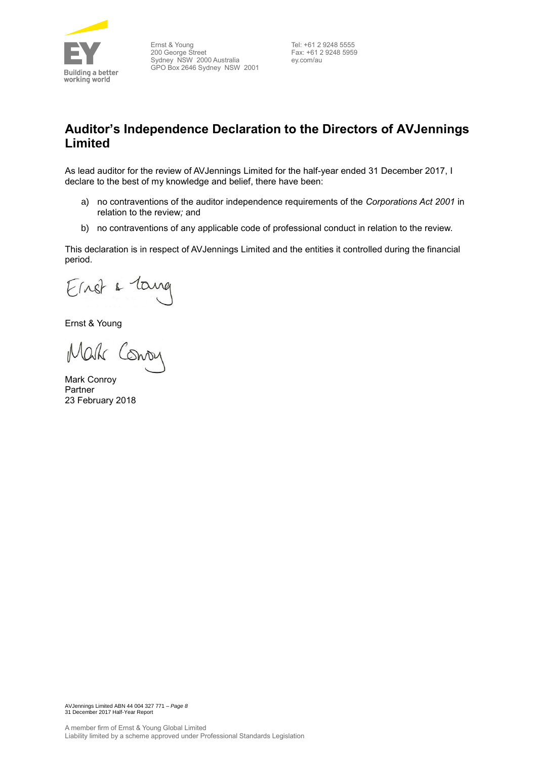Ernst & Young
200 George Street
Sydney NSW 2000 Australia
GPO Box 2646 Sydney NSW 2001

Tel: +61 2 9248 5555
Fax: +61 2 9248 5959
ey.com/au

# Auditor's Independence Declaration to the Directors of AVJennings Limited

As lead auditor for the review of AVJennings Limited for the half-year ended 31 December 2017, I declare to the best of my knowledge and belief, there have been:

a) no contraventions of the auditor independence requirements of the *Corporations Act 2001* in relation to the review; and

b) no contraventions of any applicable code of professional conduct in relation to the review.

This declaration is in respect of AVJennings Limited and the entities it controlled during the financial period.

Ernst & Young

Mark Conroy
Partner
23 February 2018

A member firm of Ernst & Young Global Limited
Liability limited by a scheme approved under Professional Standards Legislation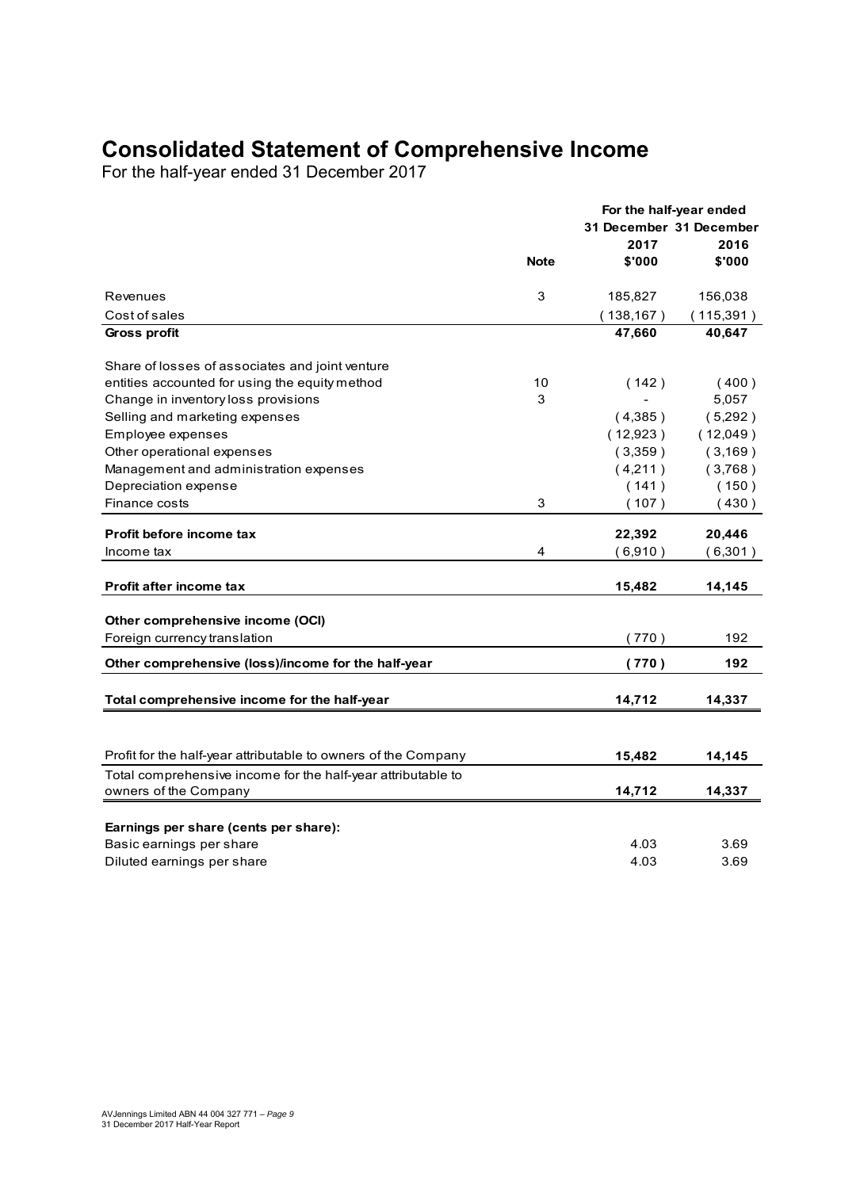# Consolidated Statement of Comprehensive Income

For the half-year ended 31 December 2017

| | Note | For the half-year ended 31 December 2017 $'000 | 31 December 2016 $'000 |
|---|---|---|---|
| Revenues | 3 | 185,827 | 156,038 |
| Cost of sales | | ( 138,167 ) | ( 115,391 ) |
| **Gross profit** | | **47,660** | **40,647** |
| Share of losses of associates and joint venture entities accounted for using the equity method | 10 | ( 142 ) | ( 400 ) |
| Change in inventory loss provisions | 3 | - | 5,057 |
| Selling and marketing expenses | | ( 4,385 ) | ( 5,292 ) |
| Employee expenses | | ( 12,923 ) | ( 12,049 ) |
| Other operational expenses | | ( 3,359 ) | ( 3,169 ) |
| Management and administration expenses | | ( 4,211 ) | ( 3,768 ) |
| Depreciation expense | | ( 141 ) | ( 150 ) |
| Finance costs | 3 | ( 107 ) | ( 430 ) |
| **Profit before income tax** | | **22,392** | **20,446** |
| Income tax | 4 | ( 6,910 ) | ( 6,301 ) |
| **Profit after income tax** | | **15,482** | **14,145** |
| **Other comprehensive income (OCI)** | | | |
| Foreign currency translation | | ( 770 ) | 192 |
| **Other comprehensive (loss)/income for the half-year** | | **( 770 )** | **192** |
| **Total comprehensive income for the half-year** | | **14,712** | **14,337** |
| Profit for the half-year attributable to owners of the Company | | **15,482** | **14,145** |
| Total comprehensive income for the half-year attributable to owners of the Company | | **14,712** | **14,337** |
| **Earnings per share (cents per share):** | | | |
| Basic earnings per share | | 4.03 | 3.69 |
| Diluted earnings per share | | 4.03 | 3.69 |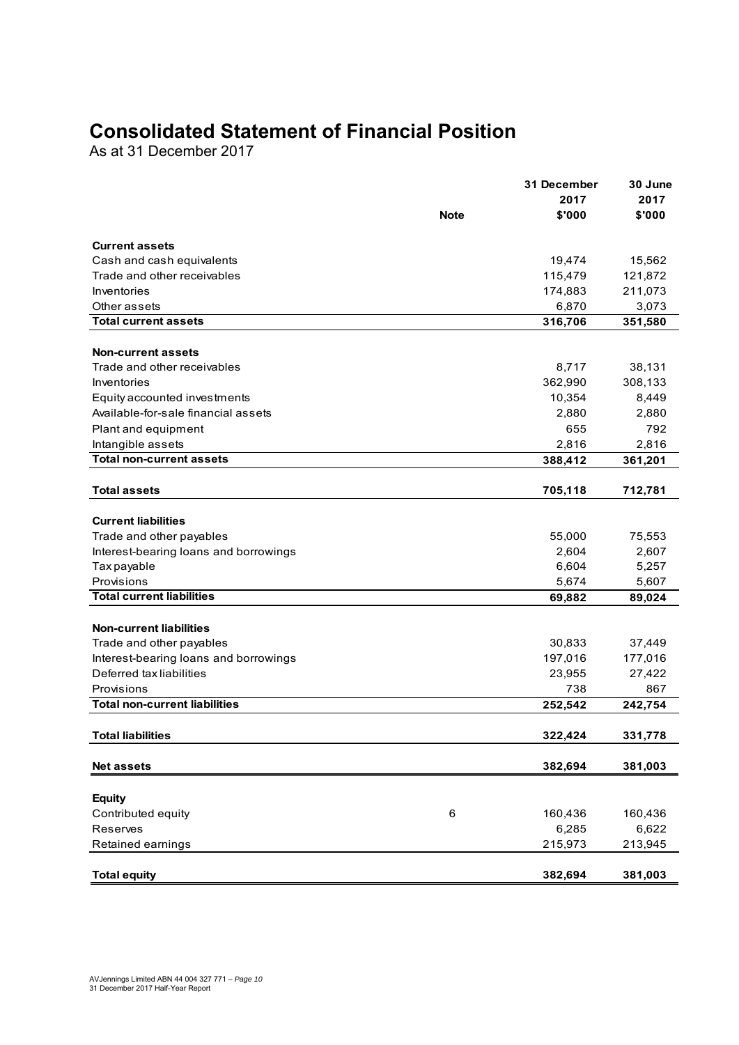# Consolidated Statement of Financial Position

As at 31 December 2017

| | Note | 31 December 2017 $'000 | 30 June 2017 $'000 |
|---|---|---|---|
| **Current assets** | | | |
| Cash and cash equivalents | | 19,474 | 15,562 |
| Trade and other receivables | | 115,479 | 121,872 |
| Inventories | | 174,883 | 211,073 |
| Other assets | | 6,870 | 3,073 |
| **Total current assets** | | **316,706** | **351,580** |
| **Non-current assets** | | | |
| Trade and other receivables | | 8,717 | 38,131 |
| Inventories | | 362,990 | 308,133 |
| Equity accounted investments | | 10,354 | 8,449 |
| Available-for-sale financial assets | | 2,880 | 2,880 |
| Plant and equipment | | 655 | 792 |
| Intangible assets | | 2,816 | 2,816 |
| **Total non-current assets** | | **388,412** | **361,201** |
| **Total assets** | | **705,118** | **712,781** |
| **Current liabilities** | | | |
| Trade and other payables | | 55,000 | 75,553 |
| Interest-bearing loans and borrowings | | 2,604 | 2,607 |
| Tax payable | | 6,604 | 5,257 |
| Provisions | | 5,674 | 5,607 |
| **Total current liabilities** | | **69,882** | **89,024** |
| **Non-current liabilities** | | | |
| Trade and other payables | | 30,833 | 37,449 |
| Interest-bearing loans and borrowings | | 197,016 | 177,016 |
| Deferred tax liabilities | | 23,955 | 27,422 |
| Provisions | | 738 | 867 |
| **Total non-current liabilities** | | **252,542** | **242,754** |
| **Total liabilities** | | **322,424** | **331,778** |
| **Net assets** | | **382,694** | **381,003** |
| **Equity** | | | |
| Contributed equity | 6 | 160,436 | 160,436 |
| Reserves | | 6,285 | 6,622 |
| Retained earnings | | 215,973 | 213,945 |
| **Total equity** | | **382,694** | **381,003** |

AVJennings Limited ABN 44 004 327 771 – *Page 10*
31 December 2017 Half-Year Report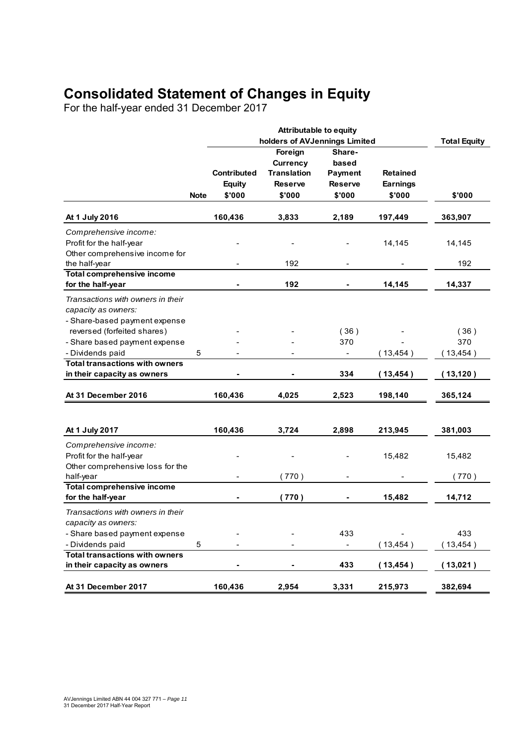# Consolidated Statement of Changes in Equity

For the half-year ended 31 December 2017

| | Note | Attributable to equity holders of AVJennings Limited | | | | Total Equity |
|---|---|---|---|---|---|---|
| | | Contributed Equity | Foreign Currency Translation Reserve | Share-based Payment Reserve | Retained Earnings | |
| | | $'000 | $'000 | $'000 | $'000 | $'000 |
| **At 1 July 2016** | | **160,436** | **3,833** | **2,189** | **197,449** | **363,907** |
| *Comprehensive income:* | | | | | | |
| Profit for the half-year | | - | - | - | 14,145 | 14,145 |
| Other comprehensive income for the half-year | | - | 192 | - | - | 192 |
| **Total comprehensive income for the half-year** | | **-** | **192** | **-** | **14,145** | **14,337** |
| *Transactions with owners in their capacity as owners:* | | | | | | |
| - Share-based payment expense reversed (forfeited shares) | | - | - | ( 36 ) | - | ( 36 ) |
| - Share based payment expense | | - | - | 370 | - | 370 |
| - Dividends paid | 5 | - | - | - | ( 13,454 ) | ( 13,454 ) |
| **Total transactions with owners in their capacity as owners** | | **-** | **-** | **334** | **( 13,454 )** | **( 13,120 )** |
| **At 31 December 2016** | | **160,436** | **4,025** | **2,523** | **198,140** | **365,124** |
| | | | | | | |
| **At 1 July 2017** | | **160,436** | **3,724** | **2,898** | **213,945** | **381,003** |
| *Comprehensive income:* | | | | | | |
| Profit for the half-year | | - | - | - | 15,482 | 15,482 |
| Other comprehensive loss for the half-year | | - | ( 770 ) | - | - | ( 770 ) |
| **Total comprehensive income for the half-year** | | **-** | **( 770 )** | **-** | **15,482** | **14,712** |
| *Transactions with owners in their capacity as owners:* | | | | | | |
| - Share based payment expense | | - | - | 433 | - | 433 |
| - Dividends paid | 5 | - | - | - | ( 13,454 ) | ( 13,454 ) |
| **Total transactions with owners in their capacity as owners** | | **-** | **-** | **433** | **( 13,454 )** | **( 13,021 )** |
| **At 31 December 2017** | | **160,436** | **2,954** | **3,331** | **215,973** | **382,694** |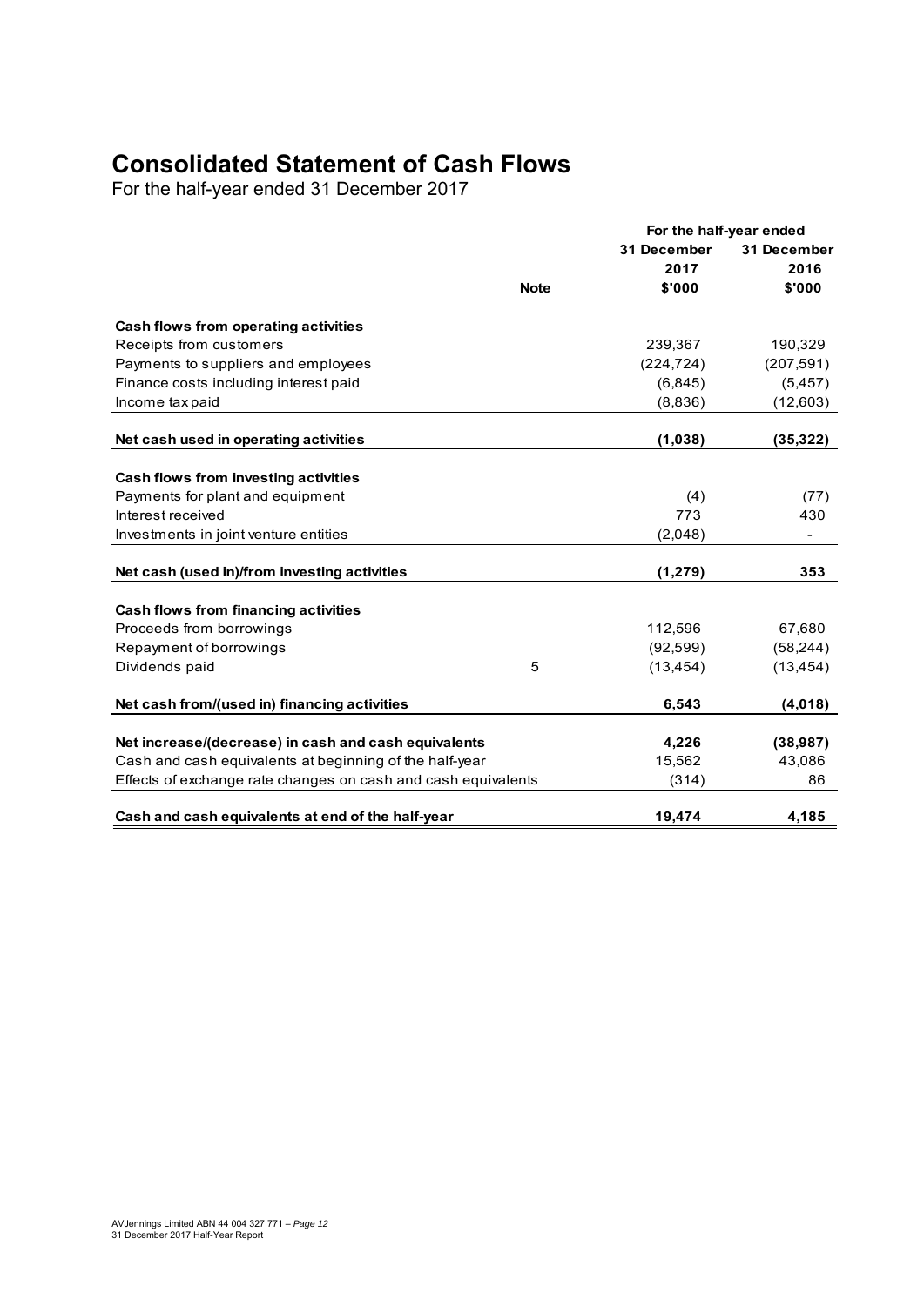# Consolidated Statement of Cash Flows

For the half-year ended 31 December 2017

| | Note | For the half-year ended 31 December 2017 $'000 | 31 December 2016 $'000 |
|---|---|---|---|
| **Cash flows from operating activities** | | | |
| Receipts from customers | | 239,367 | 190,329 |
| Payments to suppliers and employees | | (224,724) | (207,591) |
| Finance costs including interest paid | | (6,845) | (5,457) |
| Income tax paid | | (8,836) | (12,603) |
| **Net cash used in operating activities** | | **(1,038)** | **(35,322)** |
| **Cash flows from investing activities** | | | |
| Payments for plant and equipment | | (4) | (77) |
| Interest received | | 773 | 430 |
| Investments in joint venture entities | | (2,048) | - |
| **Net cash (used in)/from investing activities** | | **(1,279)** | **353** |
| **Cash flows from financing activities** | | | |
| Proceeds from borrowings | | 112,596 | 67,680 |
| Repayment of borrowings | | (92,599) | (58,244) |
| Dividends paid | 5 | (13,454) | (13,454) |
| **Net cash from/(used in) financing activities** | | **6,543** | **(4,018)** |
| **Net increase/(decrease) in cash and cash equivalents** | | **4,226** | **(38,987)** |
| Cash and cash equivalents at beginning of the half-year | | 15,562 | 43,086 |
| Effects of exchange rate changes on cash and cash equivalents | | (314) | 86 |
| **Cash and cash equivalents at end of the half-year** | | **19,474** | **4,185** |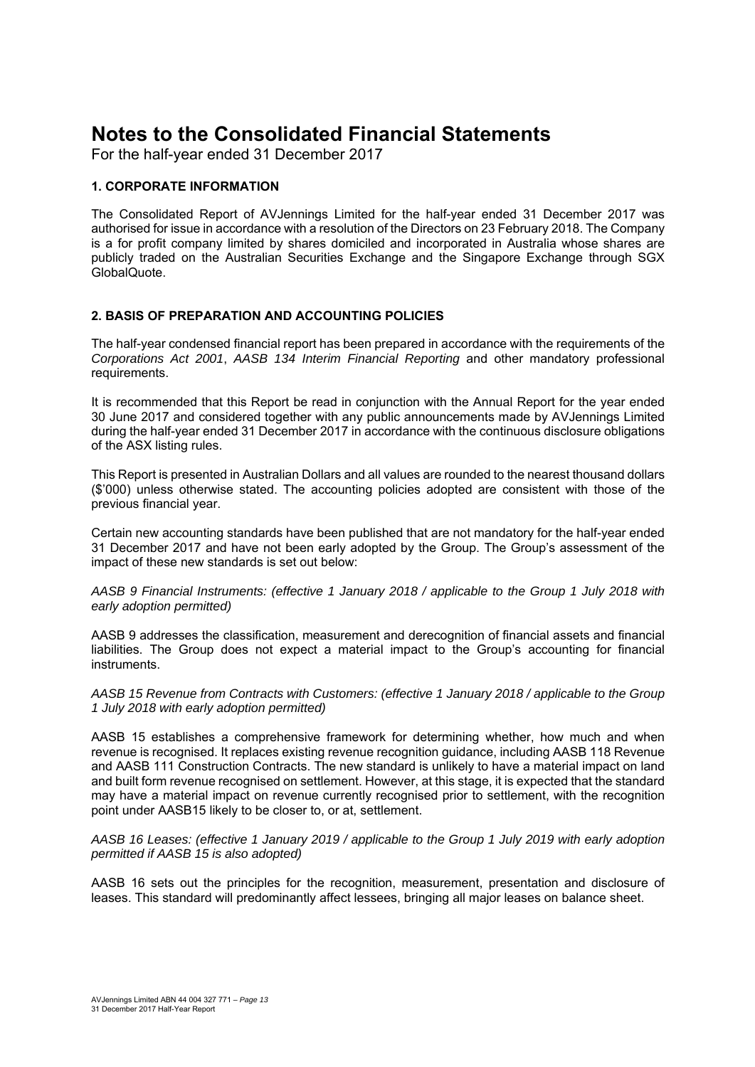# Notes to the Consolidated Financial Statements

For the half-year ended 31 December 2017

## 1. CORPORATE INFORMATION

The Consolidated Report of AVJennings Limited for the half-year ended 31 December 2017 was authorised for issue in accordance with a resolution of the Directors on 23 February 2018. The Company is a for profit company limited by shares domiciled and incorporated in Australia whose shares are publicly traded on the Australian Securities Exchange and the Singapore Exchange through SGX GlobalQuote.

## 2. BASIS OF PREPARATION AND ACCOUNTING POLICIES

The half-year condensed financial report has been prepared in accordance with the requirements of the *Corporations Act 2001*, *AASB 134 Interim Financial Reporting* and other mandatory professional requirements.

It is recommended that this Report be read in conjunction with the Annual Report for the year ended 30 June 2017 and considered together with any public announcements made by AVJennings Limited during the half-year ended 31 December 2017 in accordance with the continuous disclosure obligations of the ASX listing rules.

This Report is presented in Australian Dollars and all values are rounded to the nearest thousand dollars ($'000) unless otherwise stated. The accounting policies adopted are consistent with those of the previous financial year.

Certain new accounting standards have been published that are not mandatory for the half-year ended 31 December 2017 and have not been early adopted by the Group. The Group's assessment of the impact of these new standards is set out below:

*AASB 9 Financial Instruments: (effective 1 January 2018 / applicable to the Group 1 July 2018 with early adoption permitted)*

AASB 9 addresses the classification, measurement and derecognition of financial assets and financial liabilities. The Group does not expect a material impact to the Group's accounting for financial instruments.

*AASB 15 Revenue from Contracts with Customers: (effective 1 January 2018 / applicable to the Group 1 July 2018 with early adoption permitted)*

AASB 15 establishes a comprehensive framework for determining whether, how much and when revenue is recognised. It replaces existing revenue recognition guidance, including AASB 118 Revenue and AASB 111 Construction Contracts. The new standard is unlikely to have a material impact on land and built form revenue recognised on settlement. However, at this stage, it is expected that the standard may have a material impact on revenue currently recognised prior to settlement, with the recognition point under AASB15 likely to be closer to, or at, settlement.

*AASB 16 Leases: (effective 1 January 2019 / applicable to the Group 1 July 2019 with early adoption permitted if AASB 15 is also adopted)*

AASB 16 sets out the principles for the recognition, measurement, presentation and disclosure of leases. This standard will predominantly affect lessees, bringing all major leases on balance sheet.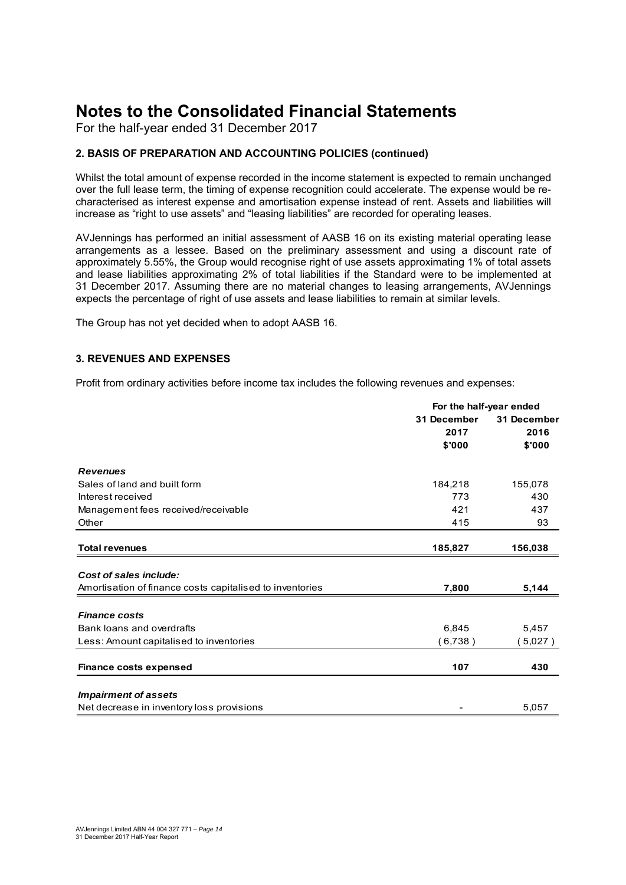# Notes to the Consolidated Financial Statements

For the half-year ended 31 December 2017

### 2. BASIS OF PREPARATION AND ACCOUNTING POLICIES (continued)

Whilst the total amount of expense recorded in the income statement is expected to remain unchanged over the full lease term, the timing of expense recognition could accelerate. The expense would be re-characterised as interest expense and amortisation expense instead of rent. Assets and liabilities will increase as "right to use assets" and "leasing liabilities" are recorded for operating leases.

AVJennings has performed an initial assessment of AASB 16 on its existing material operating lease arrangements as a lessee. Based on the preliminary assessment and using a discount rate of approximately 5.55%, the Group would recognise right of use assets approximating 1% of total assets and lease liabilities approximating 2% of total liabilities if the Standard were to be implemented at 31 December 2017. Assuming there are no material changes to leasing arrangements, AVJennings expects the percentage of right of use assets and lease liabilities to remain at similar levels.

The Group has not yet decided when to adopt AASB 16.

### 3. REVENUES AND EXPENSES

Profit from ordinary activities before income tax includes the following revenues and expenses:

| | For the half-year ended | |
|---|---|---|
| | 31 December 2017 $'000 | 31 December 2016 $'000 |
| ***Revenues*** | | |
| Sales of land and built form | 184,218 | 155,078 |
| Interest received | 773 | 430 |
| Management fees received/receivable | 421 | 437 |
| Other | 415 | 93 |
| **Total revenues** | **185,827** | **156,038** |
| ***Cost of sales include:*** | | |
| Amortisation of finance costs capitalised to inventories | **7,800** | **5,144** |
| ***Finance costs*** | | |
| Bank loans and overdrafts | 6,845 | 5,457 |
| Less: Amount capitalised to inventories | ( 6,738 ) | ( 5,027 ) |
| **Finance costs expensed** | **107** | **430** |
| ***Impairment of assets*** | | |
| Net decrease in inventory loss provisions | - | 5,057 |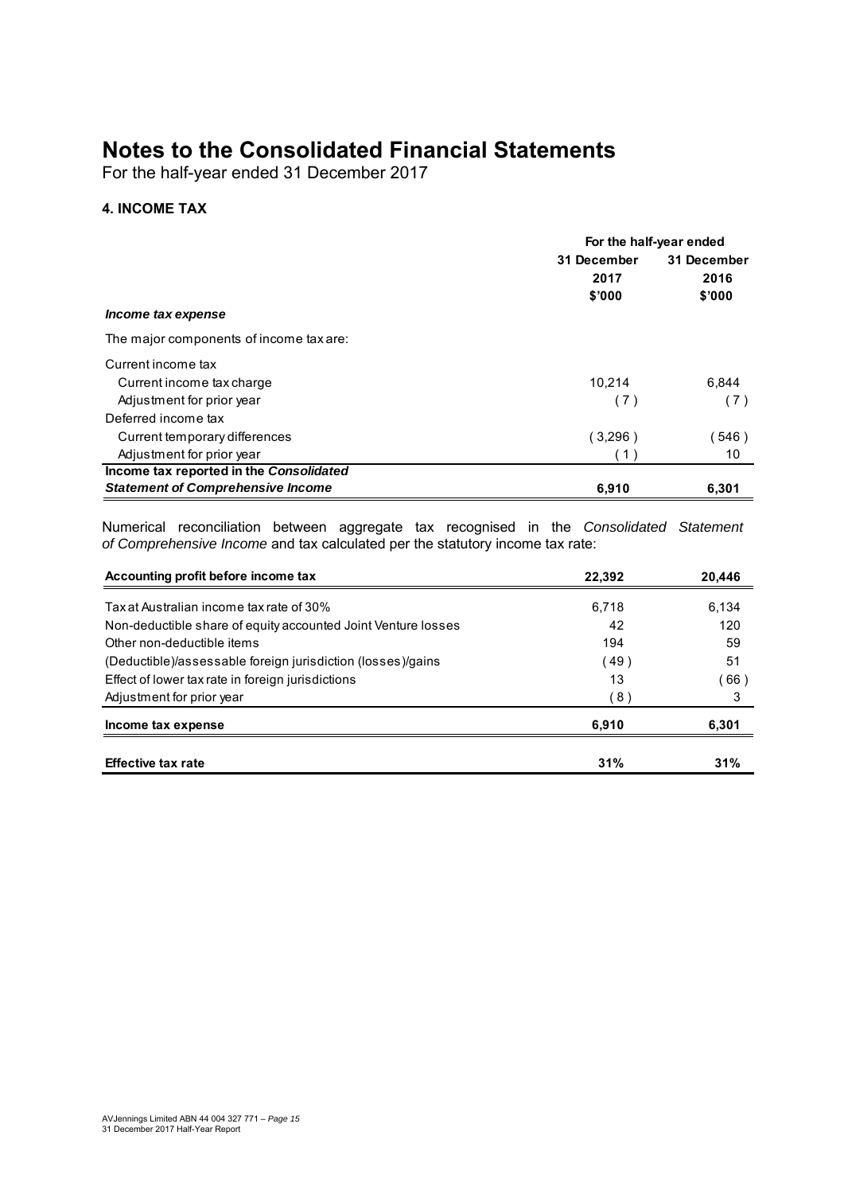# Notes to the Consolidated Financial Statements

For the half-year ended 31 December 2017

### 4. INCOME TAX

| | For the half-year ended | |
|---|---|---|
| | **31 December 2017 $'000** | **31 December 2016 $'000** |
| ***Income tax expense*** | | |
| The major components of income tax are: | | |
| Current income tax | | |
| Current income tax charge | 10,214 | 6,844 |
| Adjustment for prior year | (7) | (7) |
| Deferred income tax | | |
| Current temporary differences | (3,296) | (546) |
| Adjustment for prior year | (1) | 10 |
| **Income tax reported in the *Consolidated Statement of Comprehensive Income*** | **6,910** | **6,301** |

Numerical reconciliation between aggregate tax recognised in the *Consolidated Statement of Comprehensive Income* and tax calculated per the statutory income tax rate:

| **Accounting profit before income tax** | **22,392** | **20,446** |
|---|---|---|
| Tax at Australian income tax rate of 30% | 6,718 | 6,134 |
| Non-deductible share of equity accounted Joint Venture losses | 42 | 120 |
| Other non-deductible items | 194 | 59 |
| (Deductible)/assessable foreign jurisdiction (losses)/gains | (49) | 51 |
| Effect of lower tax rate in foreign jurisdictions | 13 | (66) |
| Adjustment for prior year | (8) | 3 |
| **Income tax expense** | **6,910** | **6,301** |
| **Effective tax rate** | **31%** | **31%** |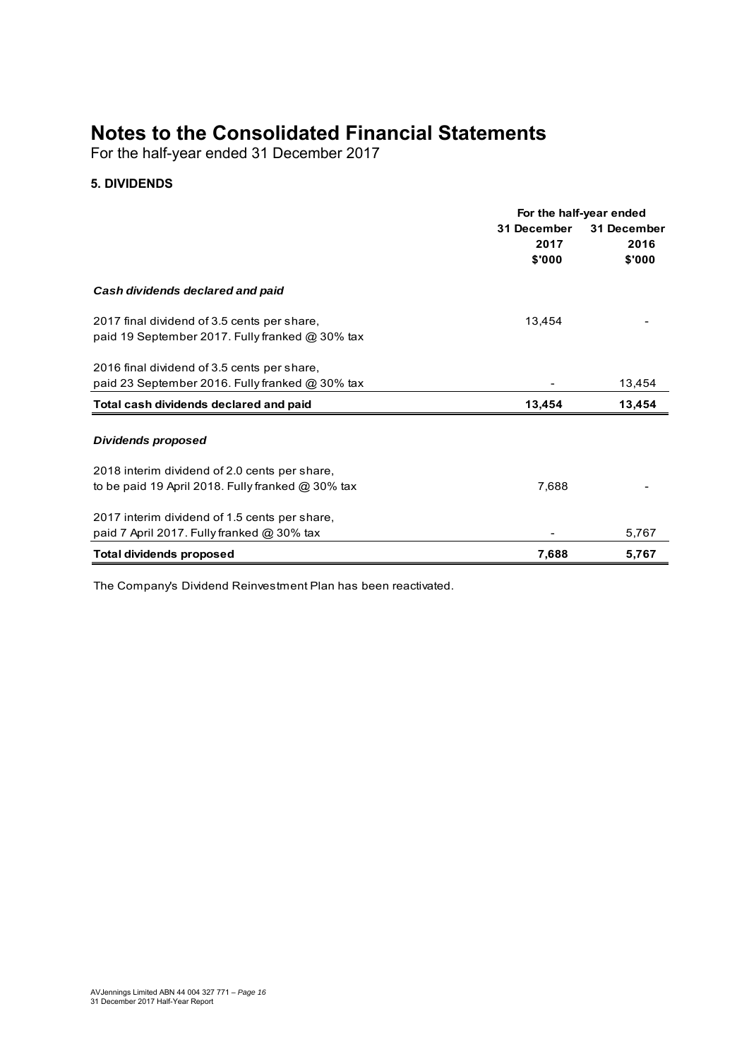# Notes to the Consolidated Financial Statements

For the half-year ended 31 December 2017

### 5. DIVIDENDS

| | For the half-year ended | |
|---|---|---|
| | 31 December 2017 $'000 | 31 December 2016 $'000 |
| ***Cash dividends declared and paid*** | | |
| 2017 final dividend of 3.5 cents per share, paid 19 September 2017. Fully franked @ 30% tax | 13,454 | - |
| 2016 final dividend of 3.5 cents per share, paid 23 September 2016. Fully franked @ 30% tax | - | 13,454 |
| **Total cash dividends declared and paid** | **13,454** | **13,454** |
| ***Dividends proposed*** | | |
| 2018 interim dividend of 2.0 cents per share, to be paid 19 April 2018. Fully franked @ 30% tax | 7,688 | - |
| 2017 interim dividend of 1.5 cents per share, paid 7 April 2017. Fully franked @ 30% tax | - | 5,767 |
| **Total dividends proposed** | **7,688** | **5,767** |

The Company's Dividend Reinvestment Plan has been reactivated.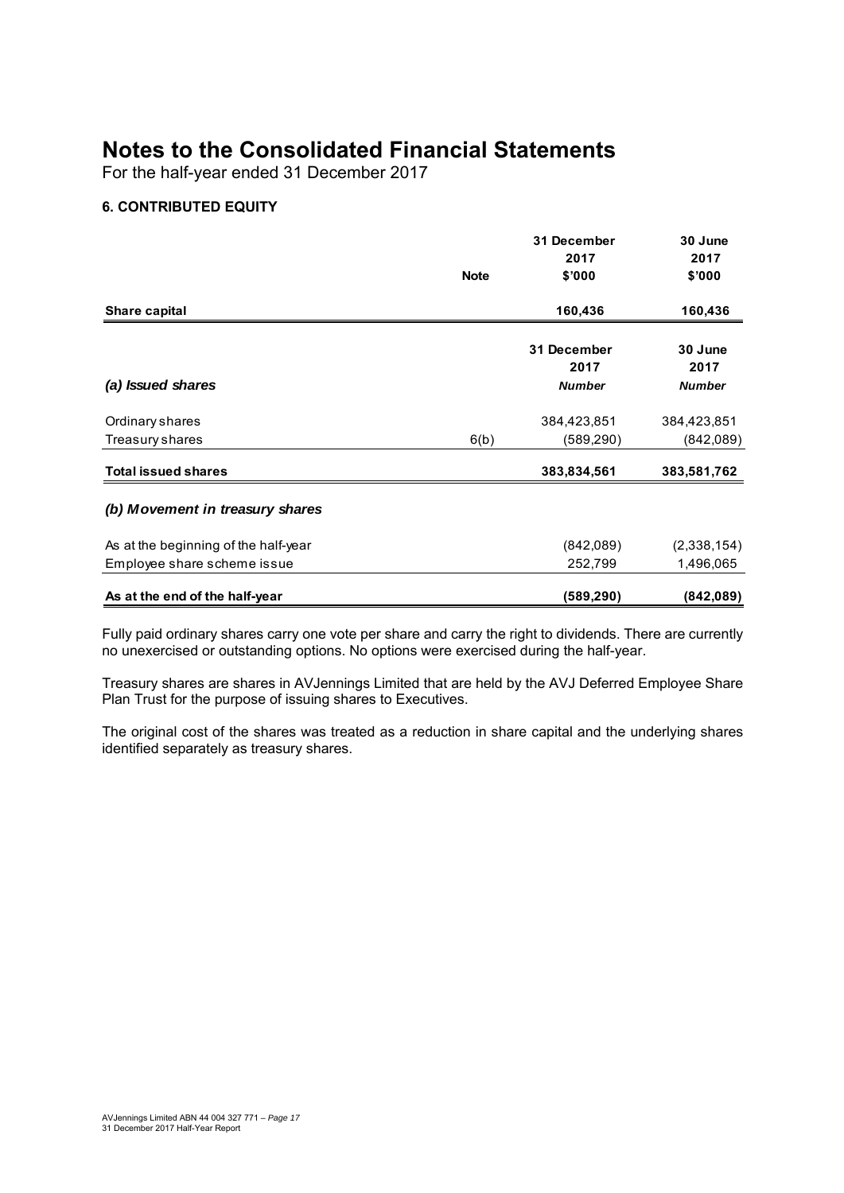# Notes to the Consolidated Financial Statements

For the half-year ended 31 December 2017

### 6. CONTRIBUTED EQUITY

| | Note | 31 December 2017 $'000 | 30 June 2017 $'000 |
|---|---|---|---|
| **Share capital** | | **160,436** | **160,436** |

| ***(a) Issued shares*** | Note | 31 December 2017 ***Number*** | 30 June 2017 ***Number*** |
|---|---|---|---|
| Ordinary shares | | 384,423,851 | 384,423,851 |
| Treasury shares | 6(b) | (589,290) | (842,089) |
| **Total issued shares** | | **383,834,561** | **383,581,762** |

***(b) Movement in treasury shares***

| | 31 December 2017 | 30 June 2017 |
|---|---|---|
| As at the beginning of the half-year | (842,089) | (2,338,154) |
| Employee share scheme issue | 252,799 | 1,496,065 |
| **As at the end of the half-year** | **(589,290)** | **(842,089)** |

Fully paid ordinary shares carry one vote per share and carry the right to dividends. There are currently no unexercised or outstanding options. No options were exercised during the half-year.

Treasury shares are shares in AVJennings Limited that are held by the AVJ Deferred Employee Share Plan Trust for the purpose of issuing shares to Executives.

The original cost of the shares was treated as a reduction in share capital and the underlying shares identified separately as treasury shares.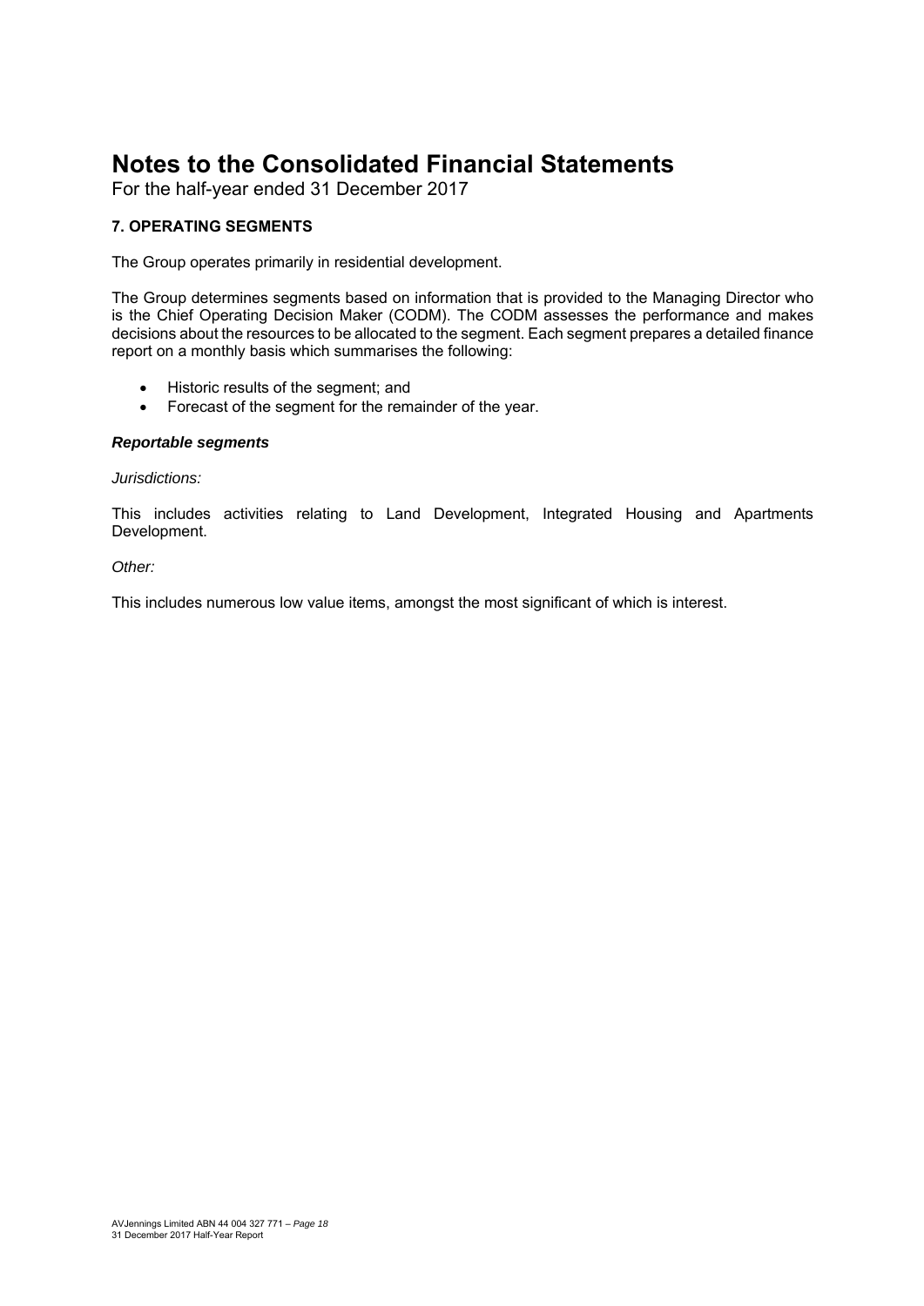# Notes to the Consolidated Financial Statements

For the half-year ended 31 December 2017

**7. OPERATING SEGMENTS**

The Group operates primarily in residential development.

The Group determines segments based on information that is provided to the Managing Director who is the Chief Operating Decision Maker (CODM). The CODM assesses the performance and makes decisions about the resources to be allocated to the segment. Each segment prepares a detailed finance report on a monthly basis which summarises the following:

- Historic results of the segment; and
- Forecast of the segment for the remainder of the year.

***Reportable segments***

*Jurisdictions:*

This includes activities relating to Land Development, Integrated Housing and Apartments Development.

*Other:*

This includes numerous low value items, amongst the most significant of which is interest.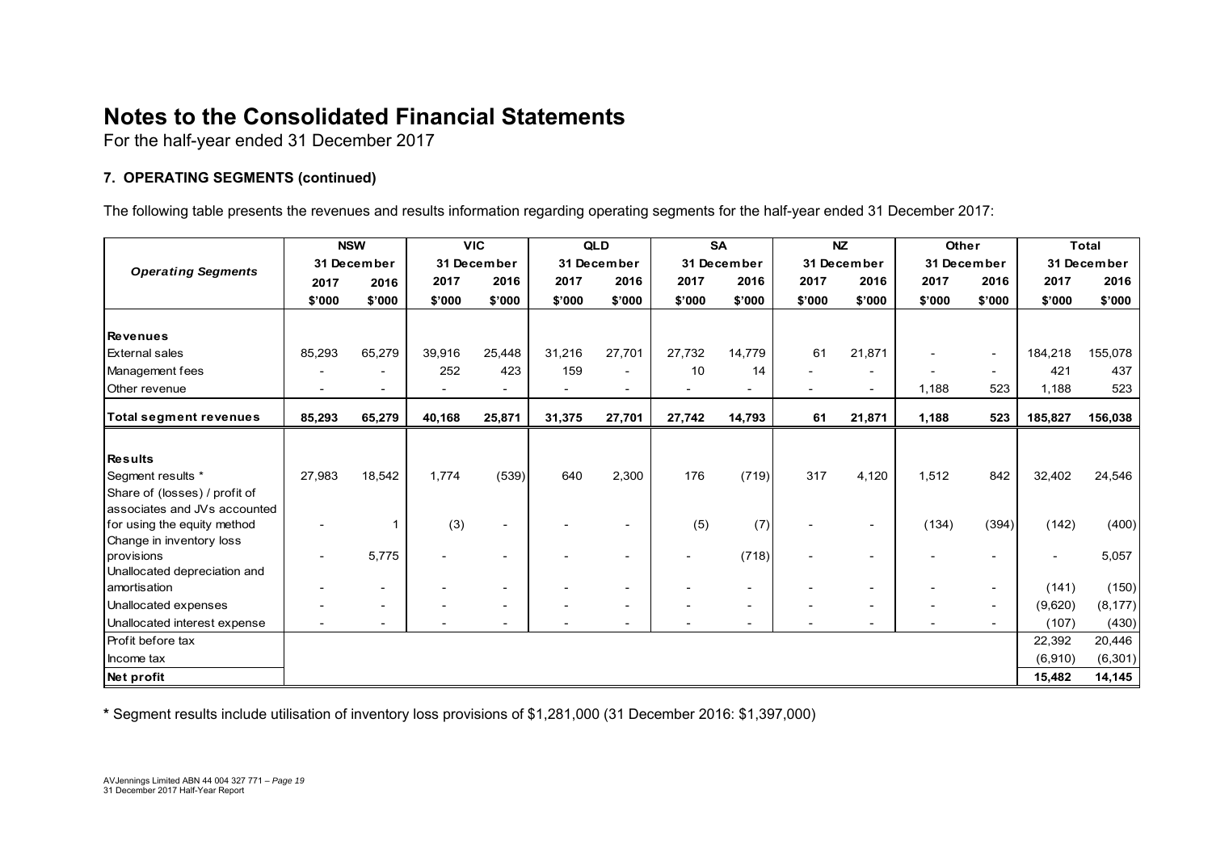# Notes to the Consolidated Financial Statements

For the half-year ended 31 December 2017

### 7. OPERATING SEGMENTS (continued)

The following table presents the revenues and results information regarding operating segments for the half-year ended 31 December 2017:

| *Operating Segments* | NSW | | VIC | | QLD | | SA | | NZ | | Other | | Total | |
|---|---|---|---|---|---|---|---|---|---|---|---|---|---|---|
| | 31 December | | 31 December | | 31 December | | 31 December | | 31 December | | 31 December | | 31 December | |
| | 2017 | 2016 | 2017 | 2016 | 2017 | 2016 | 2017 | 2016 | 2017 | 2016 | 2017 | 2016 | 2017 | 2016 |
| | $'000 | $'000 | $'000 | $'000 | $'000 | $'000 | $'000 | $'000 | $'000 | $'000 | $'000 | $'000 | $'000 | $'000 |
| **Revenues** | | | | | | | | | | | | | | |
| External sales | 85,293 | 65,279 | 39,916 | 25,448 | 31,216 | 27,701 | 27,732 | 14,779 | 61 | 21,871 | - | - | 184,218 | 155,078 |
| Management fees | - | - | 252 | 423 | 159 | - | 10 | 14 | - | - | - | - | 421 | 437 |
| Other revenue | - | - | - | - | - | - | - | - | - | - | 1,188 | 523 | 1,188 | 523 |
| **Total segment revenues** | **85,293** | **65,279** | **40,168** | **25,871** | **31,375** | **27,701** | **27,742** | **14,793** | **61** | **21,871** | **1,188** | **523** | **185,827** | **156,038** |
| **Results** | | | | | | | | | | | | | | |
| Segment results * | 27,983 | 18,542 | 1,774 | (539) | 640 | 2,300 | 176 | (719) | 317 | 4,120 | 1,512 | 842 | 32,402 | 24,546 |
| Share of (losses) / profit of associates and JVs accounted for using the equity method | - | 1 | (3) | - | - | - | (5) | (7) | - | - | (134) | (394) | (142) | (400) |
| Change in inventory loss provisions | - | 5,775 | - | - | - | - | - | (718) | - | - | - | - | - | 5,057 |
| Unallocated depreciation and amortisation | - | - | - | - | - | - | - | - | - | - | - | - | (141) | (150) |
| Unallocated expenses | - | - | - | - | - | - | - | - | - | - | - | - | (9,620) | (8,177) |
| Unallocated interest expense | - | - | - | - | - | - | - | - | - | - | - | - | (107) | (430) |
| Profit before tax | | | | | | | | | | | | | 22,392 | 20,446 |
| Income tax | | | | | | | | | | | | | (6,910) | (6,301) |
| **Net profit** | | | | | | | | | | | | | **15,482** | **14,145** |

**\*** Segment results include utilisation of inventory loss provisions of $1,281,000 (31 December 2016: $1,397,000)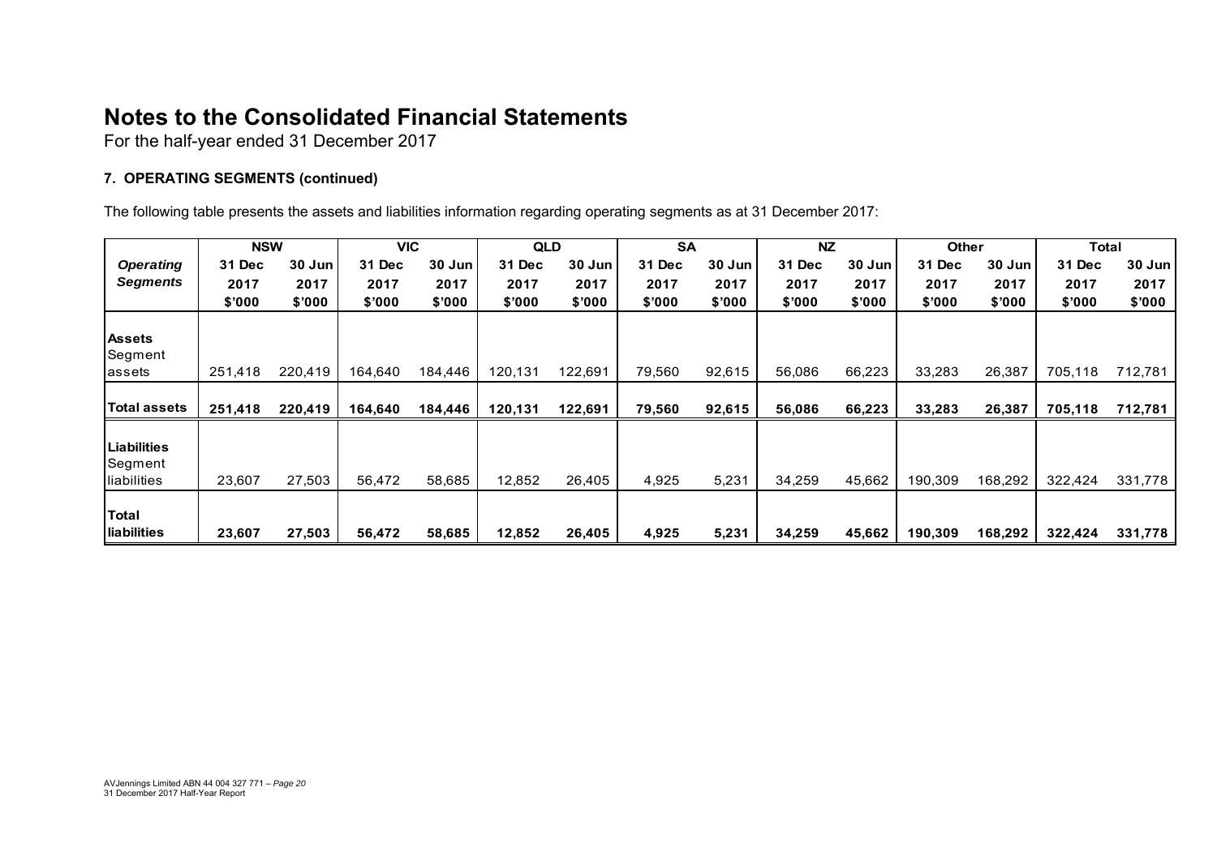# Notes to the Consolidated Financial Statements

For the half-year ended 31 December 2017

### 7. OPERATING SEGMENTS (continued)

The following table presents the assets and liabilities information regarding operating segments as at 31 December 2017:

| | NSW | | VIC | | QLD | | SA | | NZ | | Other | | Total | |
|---|---|---|---|---|---|---|---|---|---|---|---|---|---|---|
| ***Operating Segments*** | **31 Dec 2017 \$'000** | **30 Jun 2017 \$'000** | **31 Dec 2017 \$'000** | **30 Jun 2017 \$'000** | **31 Dec 2017 \$'000** | **30 Jun 2017 \$'000** | **31 Dec 2017 \$'000** | **30 Jun 2017 \$'000** | **31 Dec 2017 \$'000** | **30 Jun 2017 \$'000** | **31 Dec 2017 \$'000** | **30 Jun 2017 \$'000** | **31 Dec 2017 \$'000** | **30 Jun 2017 \$'000** |
| **Assets** | | | | | | | | | | | | | | |
| Segment assets | 251,418 | 220,419 | 164,640 | 184,446 | 120,131 | 122,691 | 79,560 | 92,615 | 56,086 | 66,223 | 33,283 | 26,387 | 705,118 | 712,781 |
| **Total assets** | **251,418** | **220,419** | **164,640** | **184,446** | **120,131** | **122,691** | **79,560** | **92,615** | **56,086** | **66,223** | **33,283** | **26,387** | **705,118** | **712,781** |
| **Liabilities** | | | | | | | | | | | | | | |
| Segment liabilities | 23,607 | 27,503 | 56,472 | 58,685 | 12,852 | 26,405 | 4,925 | 5,231 | 34,259 | 45,662 | 190,309 | 168,292 | 322,424 | 331,778 |
| **Total liabilities** | **23,607** | **27,503** | **56,472** | **58,685** | **12,852** | **26,405** | **4,925** | **5,231** | **34,259** | **45,662** | **190,309** | **168,292** | **322,424** | **331,778** |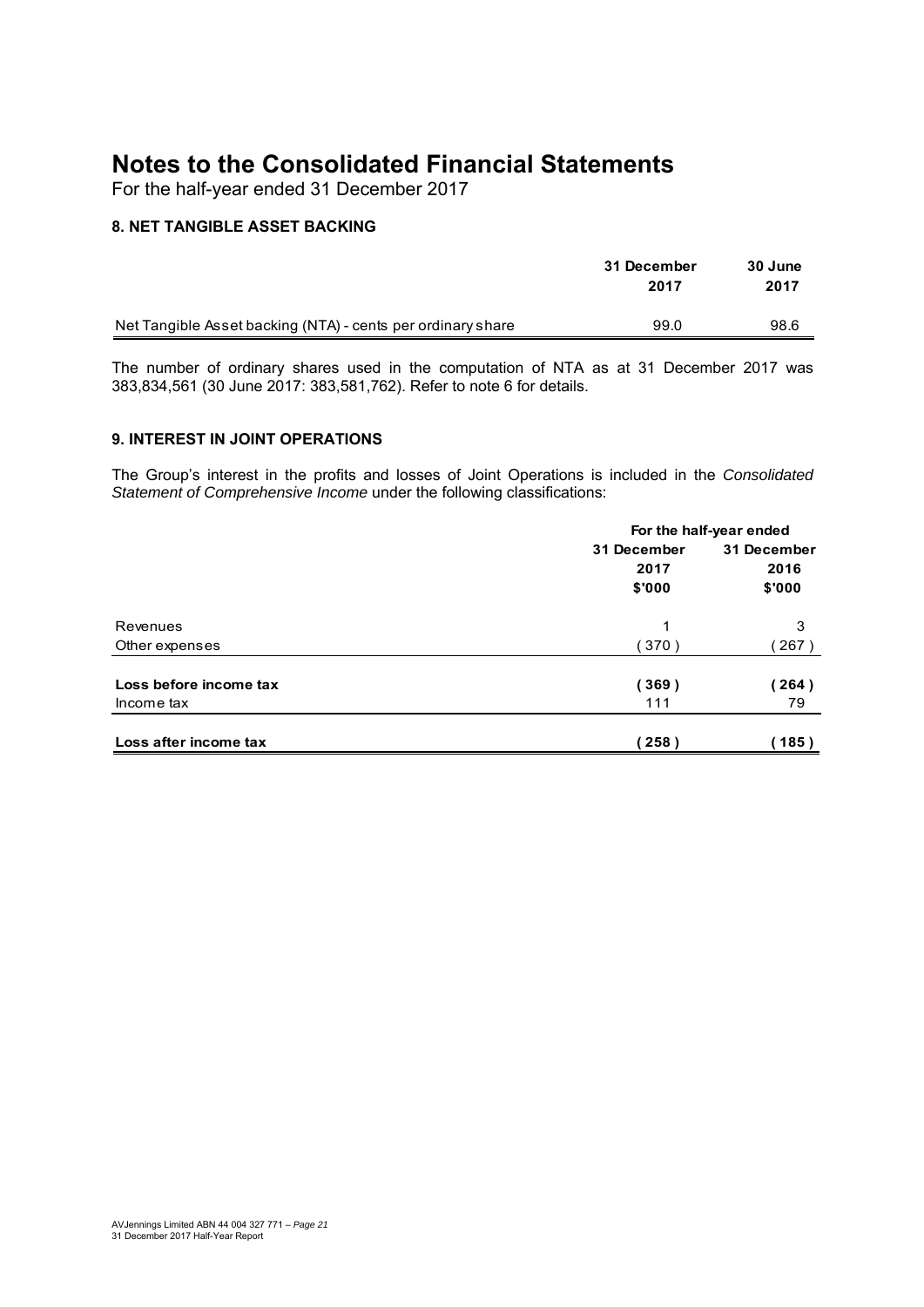# Notes to the Consolidated Financial Statements

For the half-year ended 31 December 2017

### 8. NET TANGIBLE ASSET BACKING

| | 31 December 2017 | 30 June 2017 |
|---|---|---|
| Net Tangible Asset backing (NTA) - cents per ordinary share | 99.0 | 98.6 |

The number of ordinary shares used in the computation of NTA as at 31 December 2017 was 383,834,561 (30 June 2017: 383,581,762). Refer to note 6 for details.

### 9. INTEREST IN JOINT OPERATIONS

The Group's interest in the profits and losses of Joint Operations is included in the *Consolidated Statement of Comprehensive Income* under the following classifications:

| | For the half-year ended | |
|---|---|---|
| | 31 December 2017 $'000 | 31 December 2016 $'000 |
| Revenues | 1 | 3 |
| Other expenses | ( 370 ) | ( 267 ) |
| **Loss before income tax** | **( 369 )** | **( 264 )** |
| Income tax | 111 | 79 |
| **Loss after income tax** | **( 258 )** | **( 185 )** |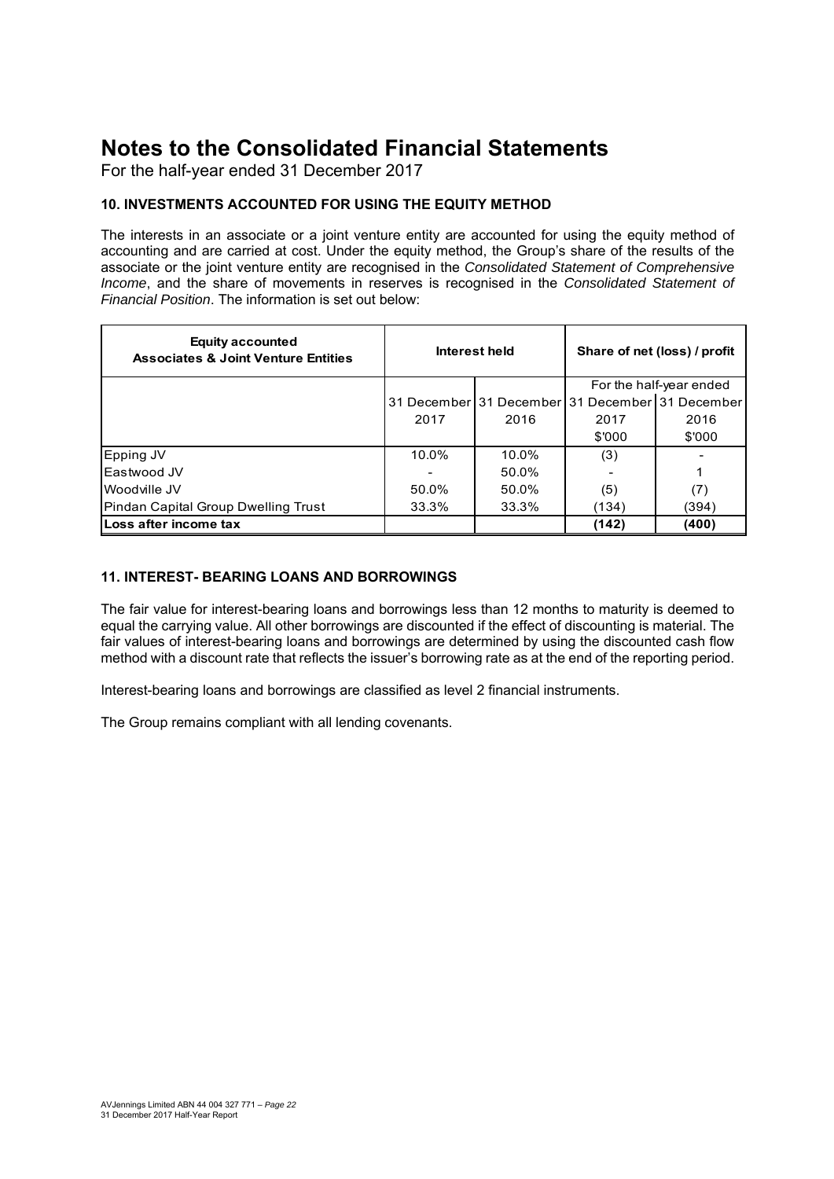# Notes to the Consolidated Financial Statements

For the half-year ended 31 December 2017

### 10. INVESTMENTS ACCOUNTED FOR USING THE EQUITY METHOD

The interests in an associate or a joint venture entity are accounted for using the equity method of accounting and are carried at cost. Under the equity method, the Group's share of the results of the associate or the joint venture entity are recognised in the *Consolidated Statement of Comprehensive Income*, and the share of movements in reserves is recognised in the *Consolidated Statement of Financial Position*. The information is set out below:

| **Equity accounted Associates & Joint Venture Entities** | **Interest held** | | **Share of net (loss) / profit** | |
|---|---|---|---|---|
| | | | For the half-year ended | |
| | 31 December 2017 | 31 December 2016 | 31 December 2017 $'000 | 31 December 2016 $'000 |
| Epping JV | 10.0% | 10.0% | (3) | - |
| Eastwood JV | - | 50.0% | - | 1 |
| Woodville JV | 50.0% | 50.0% | (5) | (7) |
| Pindan Capital Group Dwelling Trust | 33.3% | 33.3% | (134) | (394) |
| **Loss after income tax** | | | **(142)** | **(400)** |

### 11. INTEREST- BEARING LOANS AND BORROWINGS

The fair value for interest-bearing loans and borrowings less than 12 months to maturity is deemed to equal the carrying value. All other borrowings are discounted if the effect of discounting is material. The fair values of interest-bearing loans and borrowings are determined by using the discounted cash flow method with a discount rate that reflects the issuer's borrowing rate as at the end of the reporting period.

Interest-bearing loans and borrowings are classified as level 2 financial instruments.

The Group remains compliant with all lending covenants.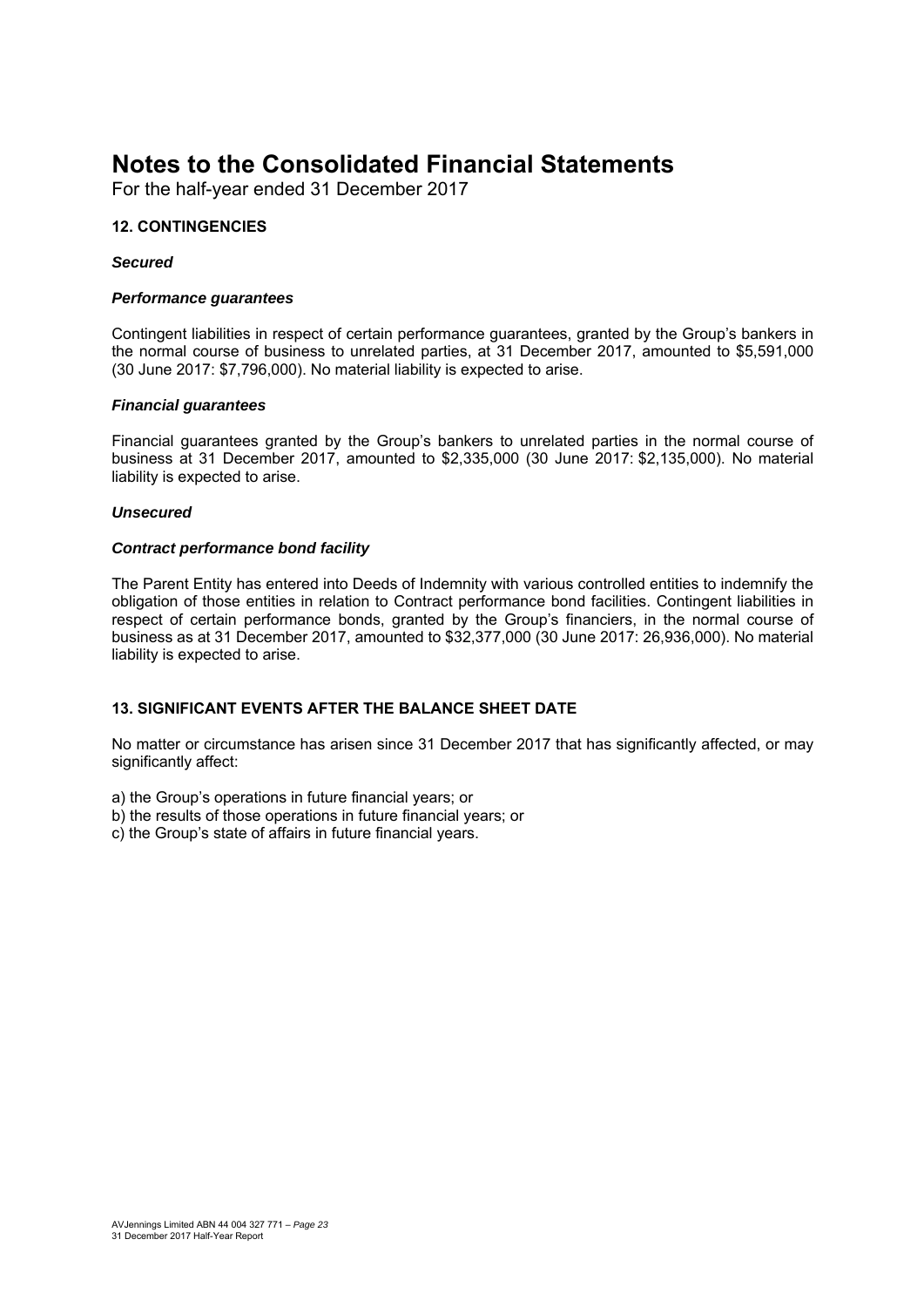# Notes to the Consolidated Financial Statements

For the half-year ended 31 December 2017

## 12. CONTINGENCIES

***Secured***

***Performance guarantees***

Contingent liabilities in respect of certain performance guarantees, granted by the Group's bankers in the normal course of business to unrelated parties, at 31 December 2017, amounted to $5,591,000 (30 June 2017: $7,796,000). No material liability is expected to arise.

***Financial guarantees***

Financial guarantees granted by the Group's bankers to unrelated parties in the normal course of business at 31 December 2017, amounted to $2,335,000 (30 June 2017: $2,135,000). No material liability is expected to arise.

***Unsecured***

***Contract performance bond facility***

The Parent Entity has entered into Deeds of Indemnity with various controlled entities to indemnify the obligation of those entities in relation to Contract performance bond facilities. Contingent liabilities in respect of certain performance bonds, granted by the Group's financiers, in the normal course of business as at 31 December 2017, amounted to $32,377,000 (30 June 2017: 26,936,000). No material liability is expected to arise.

## 13. SIGNIFICANT EVENTS AFTER THE BALANCE SHEET DATE

No matter or circumstance has arisen since 31 December 2017 that has significantly affected, or may significantly affect:

a) the Group's operations in future financial years; or
b) the results of those operations in future financial years; or
c) the Group's state of affairs in future financial years.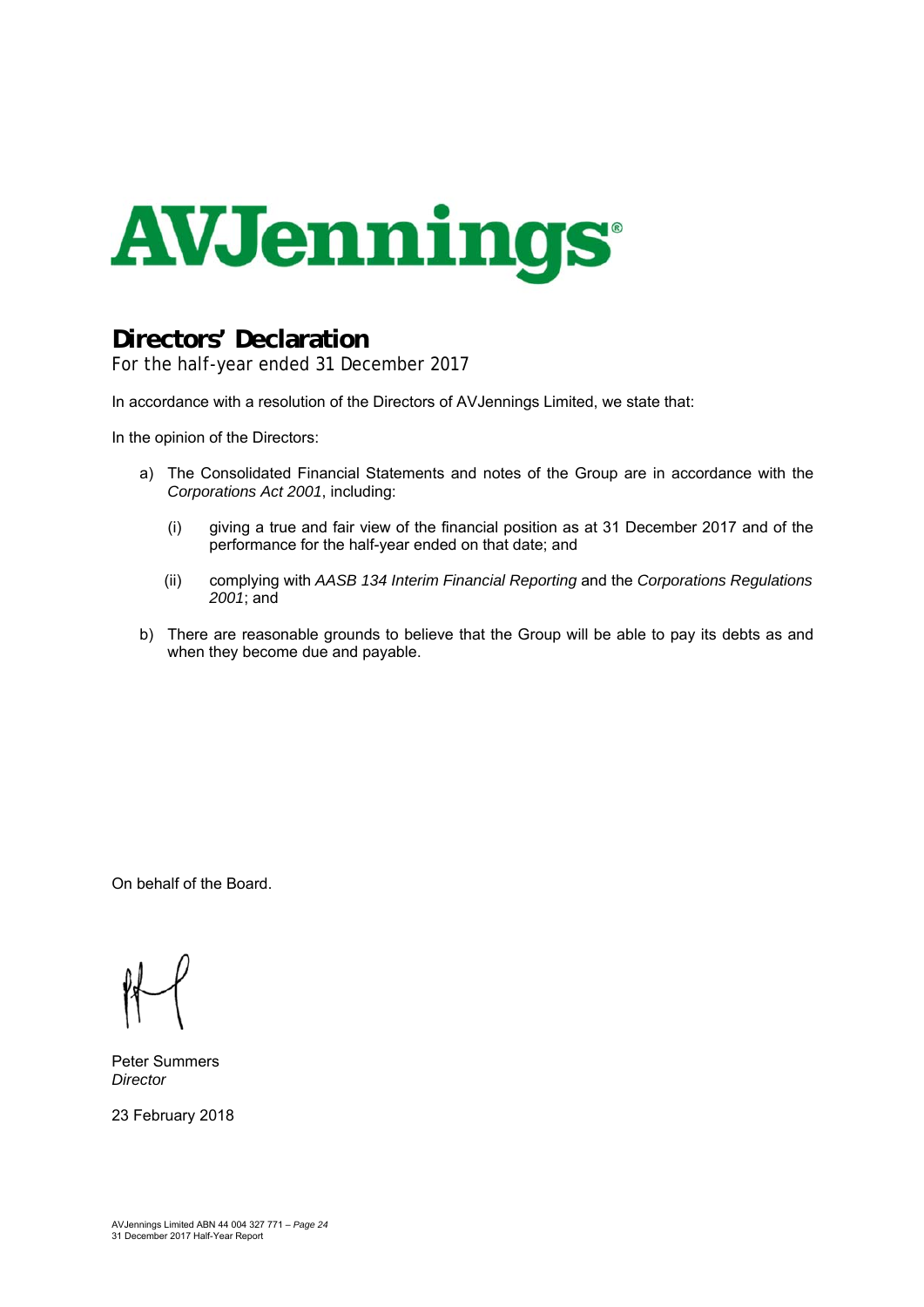# AVJennings

## Directors' Declaration

For the half-year ended 31 December 2017

In accordance with a resolution of the Directors of AVJennings Limited, we state that:

In the opinion of the Directors:

a) The Consolidated Financial Statements and notes of the Group are in accordance with the *Corporations Act 2001*, including:

   (i) giving a true and fair view of the financial position as at 31 December 2017 and of the performance for the half-year ended on that date; and

   (ii) complying with *AASB 134 Interim Financial Reporting* and the *Corporations Regulations 2001*; and

b) There are reasonable grounds to believe that the Group will be able to pay its debts as and when they become due and payable.

On behalf of the Board.

Peter Summers
*Director*

23 February 2018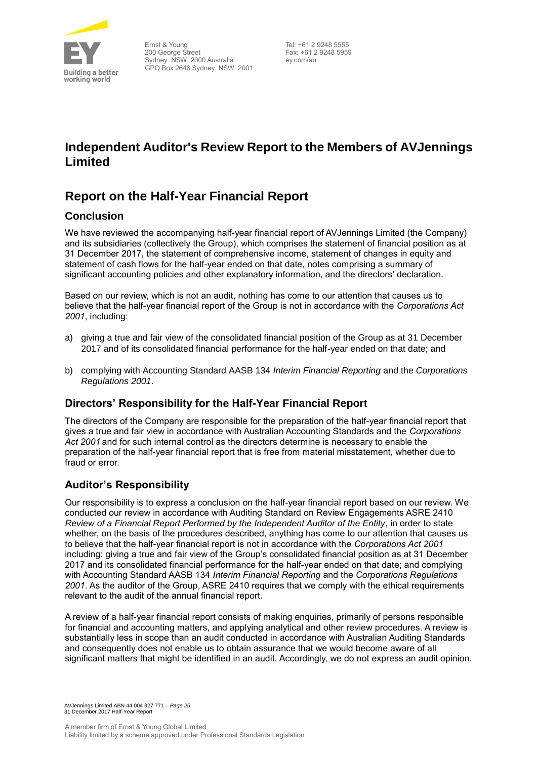Ernst & Young
200 George Street
Sydney NSW 2000 Australia
GPO Box 2646 Sydney NSW 2001

Tel: +61 2 9248 5555
Fax: +61 2 9248 5959
ey.com/au

# Independent Auditor's Review Report to the Members of AVJennings Limited

## Report on the Half-Year Financial Report

### Conclusion

We have reviewed the accompanying half-year financial report of AVJennings Limited (the Company) and its subsidiaries (collectively the Group), which comprises the statement of financial position as at 31 December 2017, the statement of comprehensive income, statement of changes in equity and statement of cash flows for the half-year ended on that date, notes comprising a summary of significant accounting policies and other explanatory information, and the directors' declaration.

Based on our review, which is not an audit, nothing has come to our attention that causes us to believe that the half-year financial report of the Group is not in accordance with the *Corporations Act 2001*, including:

a) giving a true and fair view of the consolidated financial position of the Group as at 31 December 2017 and of its consolidated financial performance for the half-year ended on that date; and

b) complying with Accounting Standard AASB 134 *Interim Financial Reporting* and the *Corporations Regulations 2001*.

### Directors' Responsibility for the Half-Year Financial Report

The directors of the Company are responsible for the preparation of the half-year financial report that gives a true and fair view in accordance with Australian Accounting Standards and the *Corporations Act 2001* and for such internal control as the directors determine is necessary to enable the preparation of the half-year financial report that is free from material misstatement, whether due to fraud or error.

### Auditor's Responsibility

Our responsibility is to express a conclusion on the half-year financial report based on our review. We conducted our review in accordance with Auditing Standard on Review Engagements ASRE 2410 *Review of a Financial Report Performed by the Independent Auditor of the Entity*, in order to state whether, on the basis of the procedures described, anything has come to our attention that causes us to believe that the half-year financial report is not in accordance with the *Corporations Act 2001* including: giving a true and fair view of the Group's consolidated financial position as at 31 December 2017 and its consolidated financial performance for the half-year ended on that date; and complying with Accounting Standard AASB 134 *Interim Financial Reporting* and the *Corporations Regulations 2001*. As the auditor of the Group, ASRE 2410 requires that we comply with the ethical requirements relevant to the audit of the annual financial report.

A review of a half-year financial report consists of making enquiries, primarily of persons responsible for financial and accounting matters, and applying analytical and other review procedures. A review is substantially less in scope than an audit conducted in accordance with Australian Auditing Standards and consequently does not enable us to obtain assurance that we would become aware of all significant matters that might be identified in an audit. Accordingly, we do not express an audit opinion.

A member firm of Ernst & Young Global Limited
Liability limited by a scheme approved under Professional Standards Legislation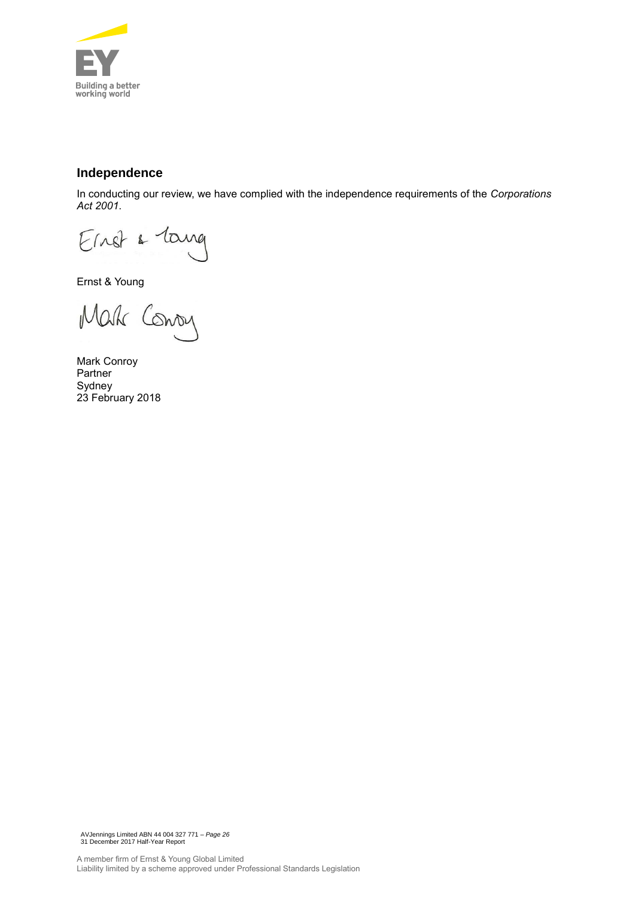## Independence

In conducting our review, we have complied with the independence requirements of the *Corporations Act 2001*.

Ernst & Young

Mark Conroy
Partner
Sydney
23 February 2018

A member firm of Ernst & Young Global Limited
Liability limited by a scheme approved under Professional Standards Legislation